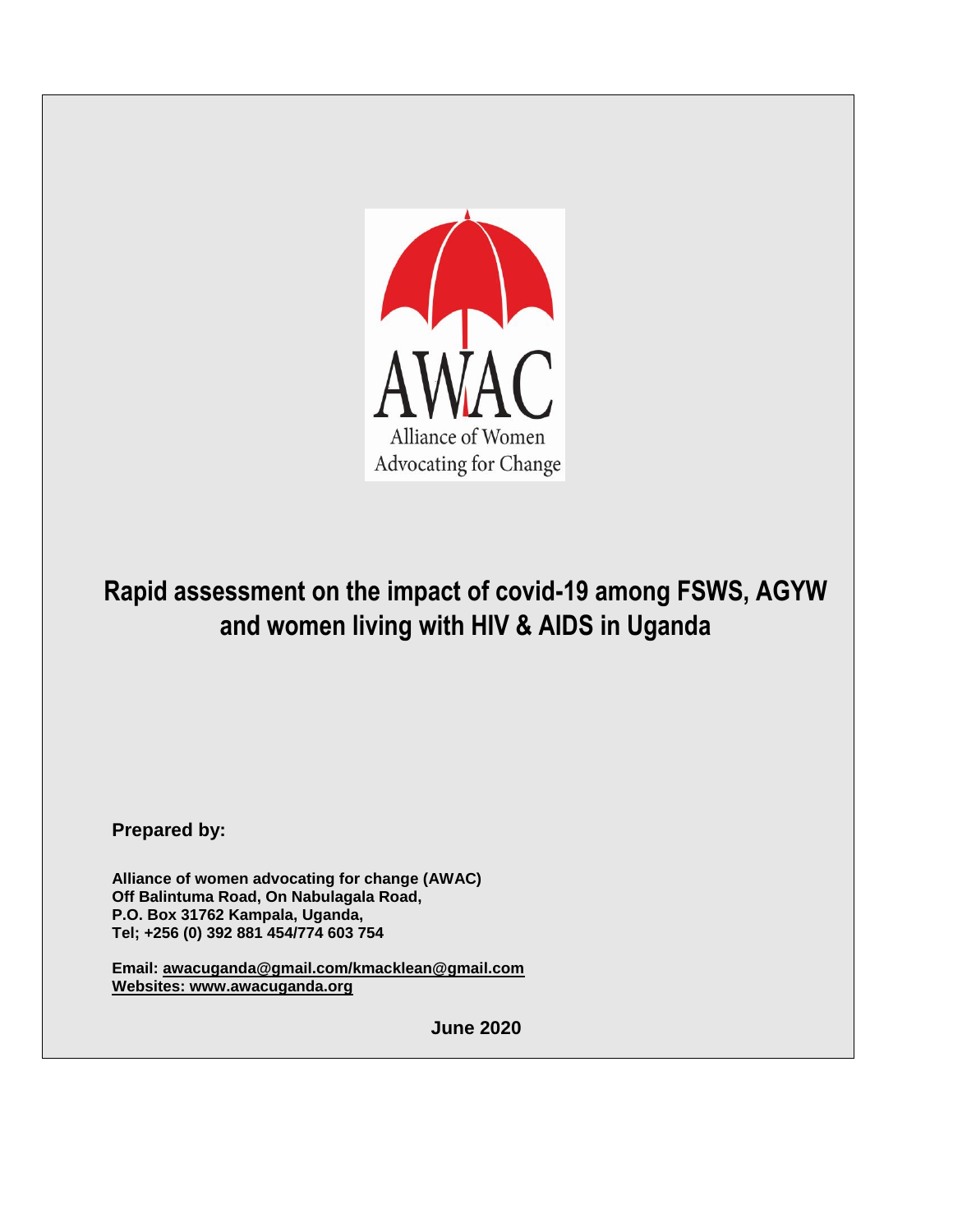AWAC

Alliance of Women Advocating for Change

# Rapid assessment on the impact of covid-19 among FSWS, AGYW and women living with HIV & AIDS in Uganda

**Prepared by:**

**Alliance of women advocating for change (AWAC)**
**Off Balintuma Road, On Nabulagala Road,**
**P.O. Box 31762 Kampala, Uganda,**
**Tel; +256 (0) 392 881 454/774 603 754**

**Email: awacuganda@gmail.com/kmacklean@gmail.com**
**Websites: www.awacuganda.org**

**June 2020**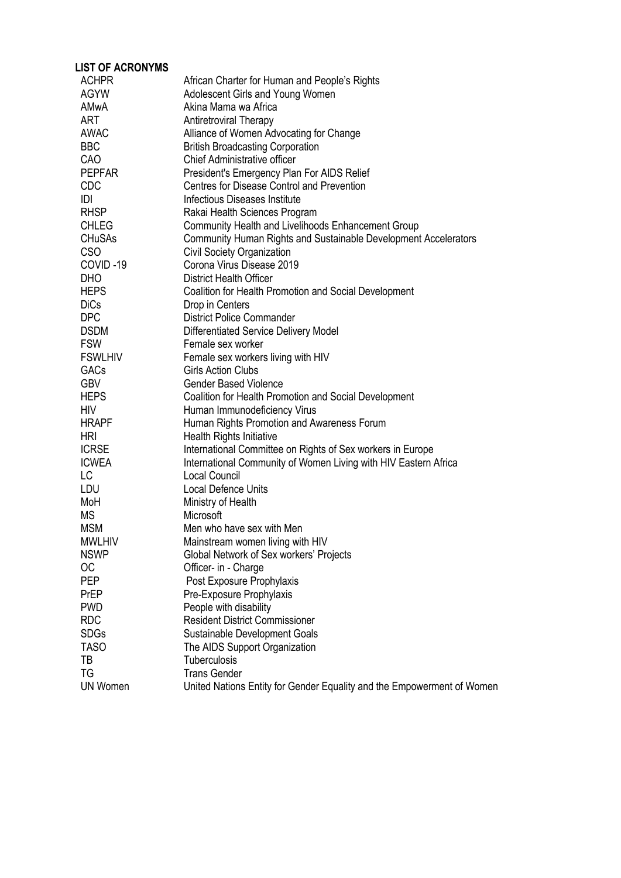**LIST OF ACRONYMS**

| | |
|---|---|
| ACHPR | African Charter for Human and People's Rights |
| AGYW | Adolescent Girls and Young Women |
| AMwA | Akina Mama wa Africa |
| ART | Antiretroviral Therapy |
| AWAC | Alliance of Women Advocating for Change |
| BBC | British Broadcasting Corporation |
| CAO | Chief Administrative officer |
| PEPFAR | President's Emergency Plan For AIDS Relief |
| CDC | Centres for Disease Control and Prevention |
| IDI | Infectious Diseases Institute |
| RHSP | Rakai Health Sciences Program |
| CHLEG | Community Health and Livelihoods Enhancement Group |
| CHuSAs | Community Human Rights and Sustainable Development Accelerators |
| CSO | Civil Society Organization |
| COVID -19 | Corona Virus Disease 2019 |
| DHO | District Health Officer |
| HEPS | Coalition for Health Promotion and Social Development |
| DiCs | Drop in Centers |
| DPC | District Police Commander |
| DSDM | Differentiated Service Delivery Model |
| FSW | Female sex worker |
| FSWLHIV | Female sex workers living with HIV |
| GACs | Girls Action Clubs |
| GBV | Gender Based Violence |
| HEPS | Coalition for Health Promotion and Social Development |
| HIV | Human Immunodeficiency Virus |
| HRAPF | Human Rights Promotion and Awareness Forum |
| HRI | Health Rights Initiative |
| ICRSE | International Committee on Rights of Sex workers in Europe |
| ICWEA | International Community of Women Living with HIV Eastern Africa |
| LC | Local Council |
| LDU | Local Defence Units |
| MoH | Ministry of Health |
| MS | Microsoft |
| MSM | Men who have sex with Men |
| MWLHIV | Mainstream women living with HIV |
| NSWP | Global Network of Sex workers' Projects |
| OC | Officer- in - Charge |
| PEP | Post Exposure Prophylaxis |
| PrEP | Pre-Exposure Prophylaxis |
| PWD | People with disability |
| RDC | Resident District Commissioner |
| SDGs | Sustainable Development Goals |
| TASO | The AIDS Support Organization |
| TB | Tuberculosis |
| TG | Trans Gender |
| UN Women | United Nations Entity for Gender Equality and the Empowerment of Women |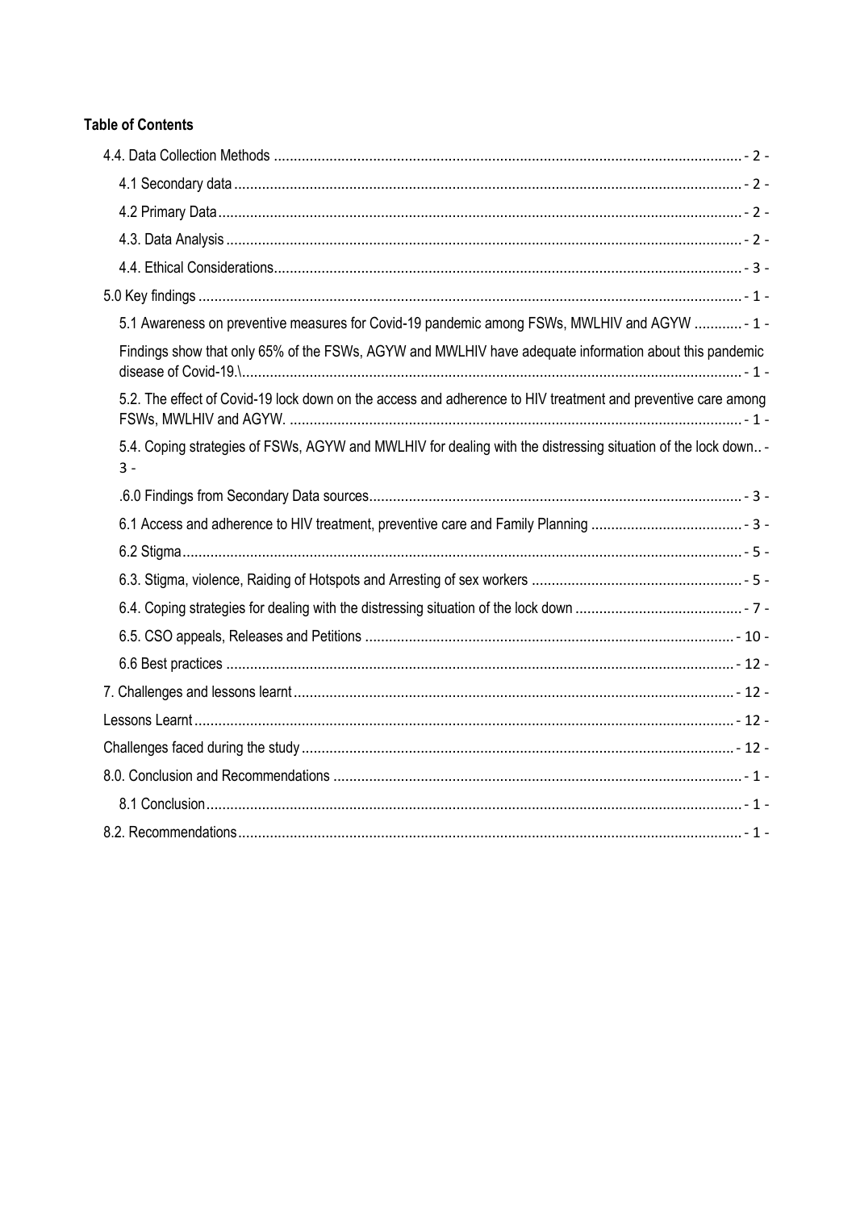**Table of Contents**

4.4. Data Collection Methods ..................................................................................................................... - 2 -

4.1 Secondary data ............................................................................................................................ - 2 -

4.2 Primary Data ................................................................................................................................ - 2 -

4.3. Data Analysis .............................................................................................................................. - 2 -

4.4. Ethical Considerations.................................................................................................................. - 3 -

5.0 Key findings ....................................................................................................................................... - 1 -

5.1 Awareness on preventive measures for Covid-19 pandemic among FSWs, MWLHIV and AGYW ............ - 1 -

Findings show that only 65% of the FSWs, AGYW and MWLHIV have adequate information about this pandemic disease of Covid-19.\.......................................................................................................................... - 1 -

5.2. The effect of Covid-19 lock down on the access and adherence to HIV treatment and preventive care among FSWs, MWLHIV and AGYW. ............................................................................................................. - 1 -

5.4. Coping strategies of FSWs, AGYW and MWLHIV for dealing with the distressing situation of the lock down.. - 3 -

.6.0 Findings from Secondary Data sources.......................................................................................... - 3 -

6.1 Access and adherence to HIV treatment, preventive care and Family Planning ..................................... - 3 -

6.2 Stigma......................................................................................................................................... - 5 -

6.3. Stigma, violence, Raiding of Hotspots and Arresting of sex workers .................................................... - 5 -

6.4. Coping strategies for dealing with the distressing situation of the lock down ......................................... - 7 -

6.5. CSO appeals, Releases and Petitions ........................................................................................... - 10 -

6.6 Best practices ............................................................................................................................. - 12 -

7. Challenges and lessons learnt ............................................................................................................. - 12 -

Lessons Learnt ...................................................................................................................................... - 12 -

Challenges faced during the study ........................................................................................................... - 12 -

8.0. Conclusion and Recommendations ..................................................................................................... - 1 -

8.1 Conclusion.................................................................................................................................... - 1 -

8.2. Recommendations.............................................................................................................................. - 1 -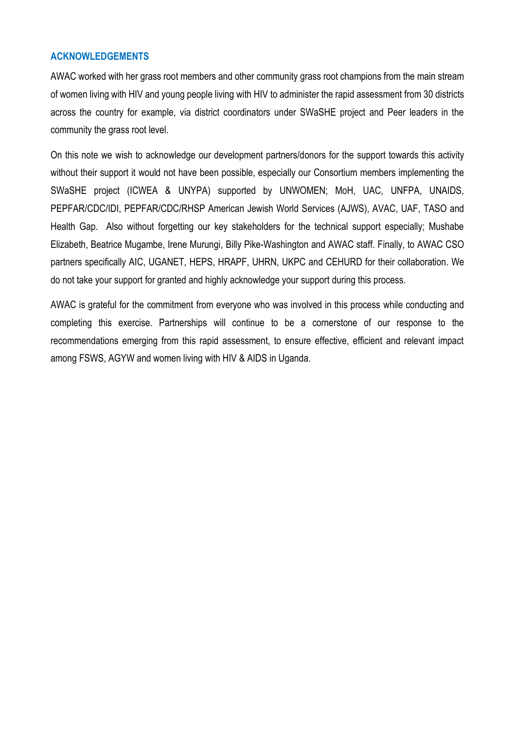## ACKNOWLEDGEMENTS

AWAC worked with her grass root members and other community grass root champions from the main stream of women living with HIV and young people living with HIV to administer the rapid assessment from 30 districts across the country for example, via district coordinators under SWaSHE project and Peer leaders in the community the grass root level.

On this note we wish to acknowledge our development partners/donors for the support towards this activity without their support it would not have been possible, especially our Consortium members implementing the SWaSHE project (ICWEA & UNYPA) supported by UNWOMEN; MoH, UAC, UNFPA, UNAIDS, PEPFAR/CDC/IDI, PEPFAR/CDC/RHSP American Jewish World Services (AJWS), AVAC, UAF, TASO and Health Gap. Also without forgetting our key stakeholders for the technical support especially; Mushabe Elizabeth, Beatrice Mugambe, Irene Murungi, Billy Pike-Washington and AWAC staff. Finally, to AWAC CSO partners specifically AIC, UGANET, HEPS, HRAPF, UHRN, UKPC and CEHURD for their collaboration. We do not take your support for granted and highly acknowledge your support during this process.

AWAC is grateful for the commitment from everyone who was involved in this process while conducting and completing this exercise. Partnerships will continue to be a cornerstone of our response to the recommendations emerging from this rapid assessment, to ensure effective, efficient and relevant impact among FSWS, AGYW and women living with HIV & AIDS in Uganda.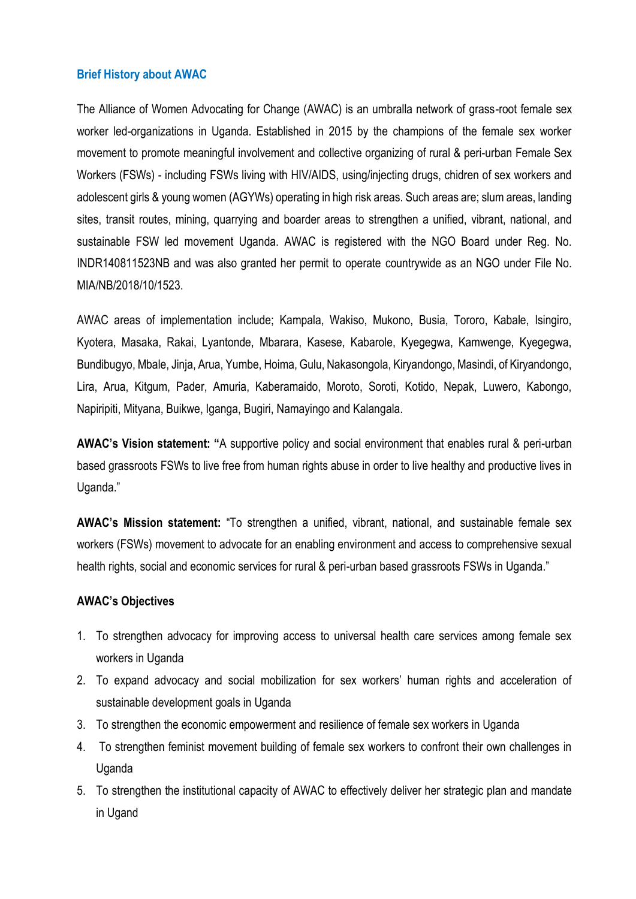## Brief History about AWAC

The Alliance of Women Advocating for Change (AWAC) is an umbralla network of grass-root female sex worker led-organizations in Uganda. Established in 2015 by the champions of the female sex worker movement to promote meaningful involvement and collective organizing of rural & peri-urban Female Sex Workers (FSWs) - including FSWs living with HIV/AIDS, using/injecting drugs, chidren of sex workers and adolescent girls & young women (AGYWs) operating in high risk areas. Such areas are; slum areas, landing sites, transit routes, mining, quarrying and boarder areas to strengthen a unified, vibrant, national, and sustainable FSW led movement Uganda. AWAC is registered with the NGO Board under Reg. No. INDR140811523NB and was also granted her permit to operate countrywide as an NGO under File No. MIA/NB/2018/10/1523.

AWAC areas of implementation include; Kampala, Wakiso, Mukono, Busia, Tororo, Kabale, Isingiro, Kyotera, Masaka, Rakai, Lyantonde, Mbarara, Kasese, Kabarole, Kyegegwa, Kamwenge, Kyegegwa, Bundibugyo, Mbale, Jinja, Arua, Yumbe, Hoima, Gulu, Nakasongola, Kiryandongo, Masindi, of Kiryandongo, Lira, Arua, Kitgum, Pader, Amuria, Kaberamaido, Moroto, Soroti, Kotido, Nepak, Luwero, Kabongo, Napiripiti, Mityana, Buikwe, Iganga, Bugiri, Namayingo and Kalangala.

**AWAC's Vision statement: "**A supportive policy and social environment that enables rural & peri-urban based grassroots FSWs to live free from human rights abuse in order to live healthy and productive lives in Uganda."

**AWAC's Mission statement:** "To strengthen a unified, vibrant, national, and sustainable female sex workers (FSWs) movement to advocate for an enabling environment and access to comprehensive sexual health rights, social and economic services for rural & peri-urban based grassroots FSWs in Uganda."

**AWAC's Objectives**

1. To strengthen advocacy for improving access to universal health care services among female sex workers in Uganda
2. To expand advocacy and social mobilization for sex workers' human rights and acceleration of sustainable development goals in Uganda
3. To strengthen the economic empowerment and resilience of female sex workers in Uganda
4. To strengthen feminist movement building of female sex workers to confront their own challenges in Uganda
5. To strengthen the institutional capacity of AWAC to effectively deliver her strategic plan and mandate in Ugand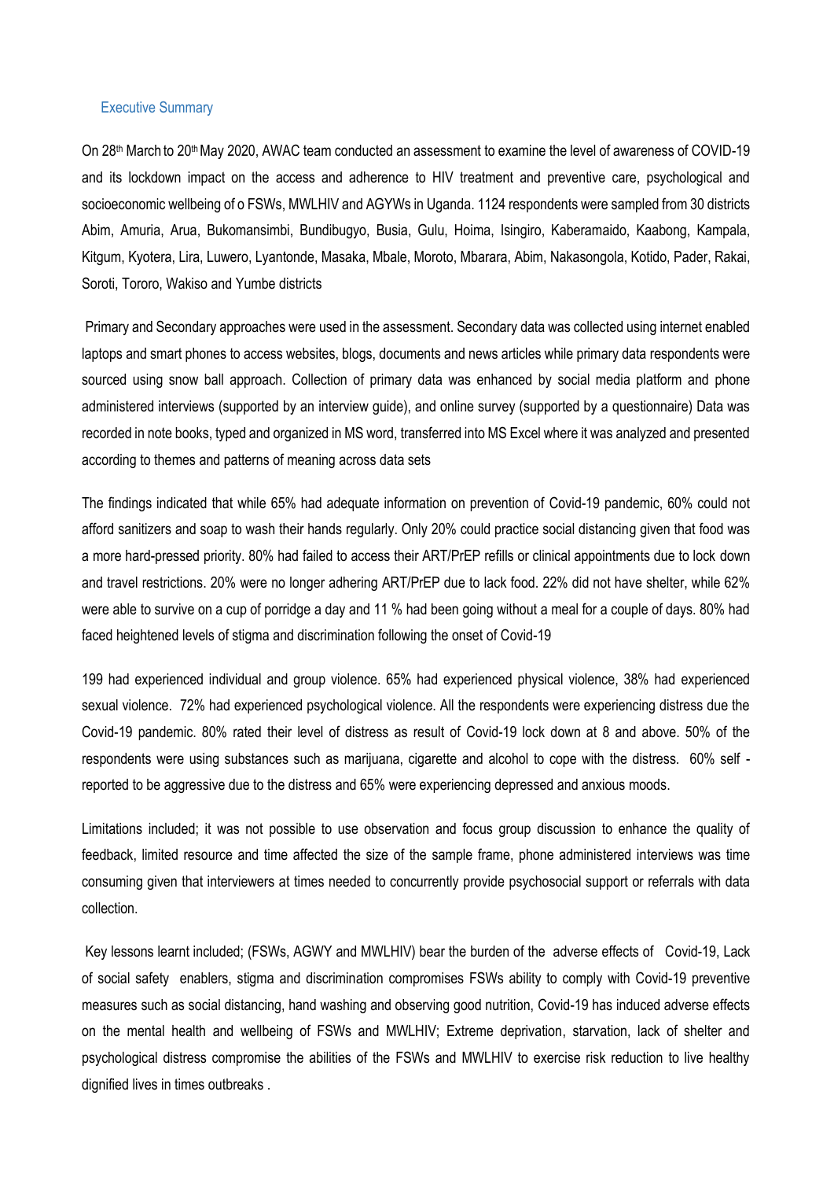## Executive Summary

On 28th March to 20th May 2020, AWAC team conducted an assessment to examine the level of awareness of COVID-19 and its lockdown impact on the access and adherence to HIV treatment and preventive care, psychological and socioeconomic wellbeing of o FSWs, MWLHIV and AGYWs in Uganda. 1124 respondents were sampled from 30 districts Abim, Amuria, Arua, Bukomansimbi, Bundibugyo, Busia, Gulu, Hoima, Isingiro, Kaberamaido, Kaabong, Kampala, Kitgum, Kyotera, Lira, Luwero, Lyantonde, Masaka, Mbale, Moroto, Mbarara, Abim, Nakasongola, Kotido, Pader, Rakai, Soroti, Tororo, Wakiso and Yumbe districts

Primary and Secondary approaches were used in the assessment. Secondary data was collected using internet enabled laptops and smart phones to access websites, blogs, documents and news articles while primary data respondents were sourced using snow ball approach. Collection of primary data was enhanced by social media platform and phone administered interviews (supported by an interview guide), and online survey (supported by a questionnaire) Data was recorded in note books, typed and organized in MS word, transferred into MS Excel where it was analyzed and presented according to themes and patterns of meaning across data sets

The findings indicated that while 65% had adequate information on prevention of Covid-19 pandemic, 60% could not afford sanitizers and soap to wash their hands regularly. Only 20% could practice social distancing given that food was a more hard-pressed priority. 80% had failed to access their ART/PrEP refills or clinical appointments due to lock down and travel restrictions. 20% were no longer adhering ART/PrEP due to lack food. 22% did not have shelter, while 62% were able to survive on a cup of porridge a day and 11 % had been going without a meal for a couple of days. 80% had faced heightened levels of stigma and discrimination following the onset of Covid-19

199 had experienced individual and group violence. 65% had experienced physical violence, 38% had experienced sexual violence. 72% had experienced psychological violence. All the respondents were experiencing distress due the Covid-19 pandemic. 80% rated their level of distress as result of Covid-19 lock down at 8 and above. 50% of the respondents were using substances such as marijuana, cigarette and alcohol to cope with the distress. 60% self - reported to be aggressive due to the distress and 65% were experiencing depressed and anxious moods.

Limitations included; it was not possible to use observation and focus group discussion to enhance the quality of feedback, limited resource and time affected the size of the sample frame, phone administered interviews was time consuming given that interviewers at times needed to concurrently provide psychosocial support or referrals with data collection.

Key lessons learnt included; (FSWs, AGWY and MWLHIV) bear the burden of the adverse effects of Covid-19, Lack of social safety enablers, stigma and discrimination compromises FSWs ability to comply with Covid-19 preventive measures such as social distancing, hand washing and observing good nutrition, Covid-19 has induced adverse effects on the mental health and wellbeing of FSWs and MWLHIV; Extreme deprivation, starvation, lack of shelter and psychological distress compromise the abilities of the FSWs and MWLHIV to exercise risk reduction to live healthy dignified lives in times outbreaks .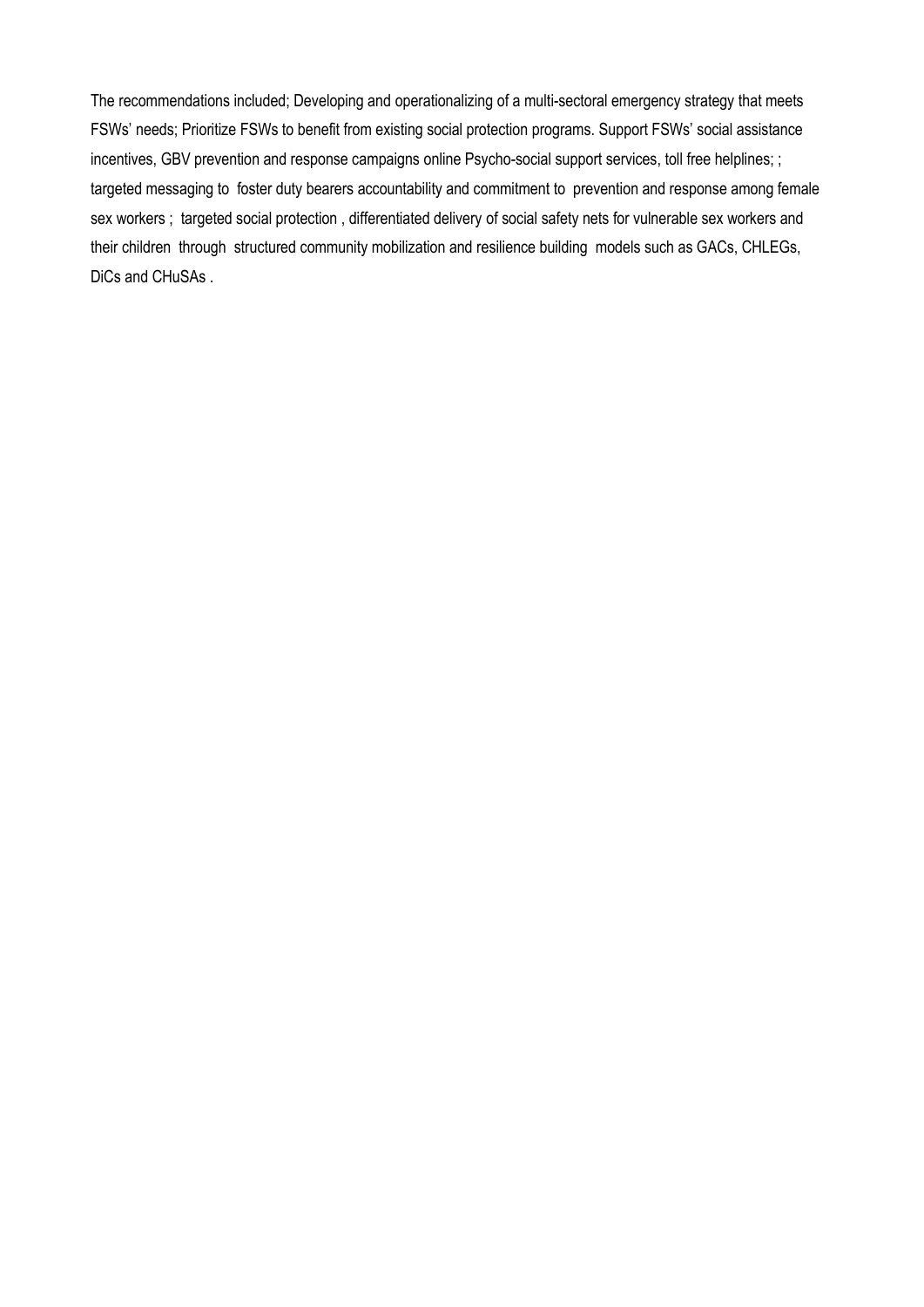The recommendations included; Developing and operationalizing of a multi-sectoral emergency strategy that meets FSWs' needs; Prioritize FSWs to benefit from existing social protection programs. Support FSWs' social assistance incentives, GBV prevention and response campaigns online Psycho-social support services, toll free helplines; ; targeted messaging to foster duty bearers accountability and commitment to prevention and response among female sex workers ; targeted social protection , differentiated delivery of social safety nets for vulnerable sex workers and their children through structured community mobilization and resilience building models such as GACs, CHLEGs, DiCs and CHuSAs .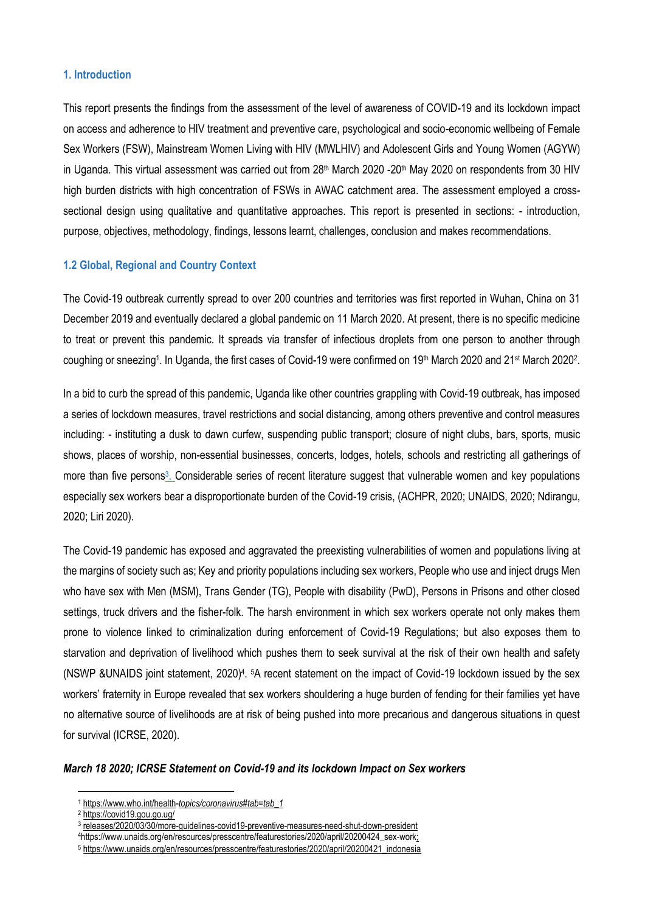### 1. Introduction

This report presents the findings from the assessment of the level of awareness of COVID-19 and its lockdown impact on access and adherence to HIV treatment and preventive care, psychological and socio-economic wellbeing of Female Sex Workers (FSW), Mainstream Women Living with HIV (MWLHIV) and Adolescent Girls and Young Women (AGYW) in Uganda. This virtual assessment was carried out from 28th March 2020 -20th May 2020 on respondents from 30 HIV high burden districts with high concentration of FSWs in AWAC catchment area. The assessment employed a cross-sectional design using qualitative and quantitative approaches. This report is presented in sections: - introduction, purpose, objectives, methodology, findings, lessons learnt, challenges, conclusion and makes recommendations.

### 1.2 Global, Regional and Country Context

The Covid-19 outbreak currently spread to over 200 countries and territories was first reported in Wuhan, China on 31 December 2019 and eventually declared a global pandemic on 11 March 2020. At present, there is no specific medicine to treat or prevent this pandemic. It spreads via transfer of infectious droplets from one person to another through coughing or sneezing[1]. In Uganda, the first cases of Covid-19 were confirmed on 19th March 2020 and 21st March 2020[2].

In a bid to curb the spread of this pandemic, Uganda like other countries grappling with Covid-19 outbreak, has imposed a series of lockdown measures, travel restrictions and social distancing, among others preventive and control measures including: - instituting a dusk to dawn curfew, suspending public transport; closure of night clubs, bars, sports, music shows, places of worship, non-essential businesses, concerts, lodges, hotels, schools and restricting all gatherings of more than five persons[3]. Considerable series of recent literature suggest that vulnerable women and key populations especially sex workers bear a disproportionate burden of the Covid-19 crisis, (ACHPR, 2020; UNAIDS, 2020; Ndirangu, 2020; Liri 2020).

The Covid-19 pandemic has exposed and aggravated the preexisting vulnerabilities of women and populations living at the margins of society such as; Key and priority populations including sex workers, People who use and inject drugs Men who have sex with Men (MSM), Trans Gender (TG), People with disability (PwD), Persons in Prisons and other closed settings, truck drivers and the fisher-folk. The harsh environment in which sex workers operate not only makes them prone to violence linked to criminalization during enforcement of Covid-19 Regulations; but also exposes them to starvation and deprivation of livelihood which pushes them to seek survival at the risk of their own health and safety (NSWP &UNAIDS joint statement, 2020)[4]. [5]A recent statement on the impact of Covid-19 lockdown issued by the sex workers' fraternity in Europe revealed that sex workers shouldering a huge burden of fending for their families yet have no alternative source of livelihoods are at risk of being pushed into more precarious and dangerous situations in quest for survival (ICRSE, 2020).

***March 18 2020; ICRSE Statement on Covid-19 and its lockdown Impact on Sex workers***

---

[1] https://www.who.int/health-topics/coronavirus#tab=tab_1

[2] https://covid19.gou.go.ug/

[3] releases/2020/03/30/more-guidelines-covid19-preventive-measures-need-shut-down-president

[4] https://www.unaids.org/en/resources/presscentre/featurestories/2020/april/20200424_sex-work;

[5] https://www.unaids.org/en/resources/presscentre/featurestories/2020/april/20200421_indonesia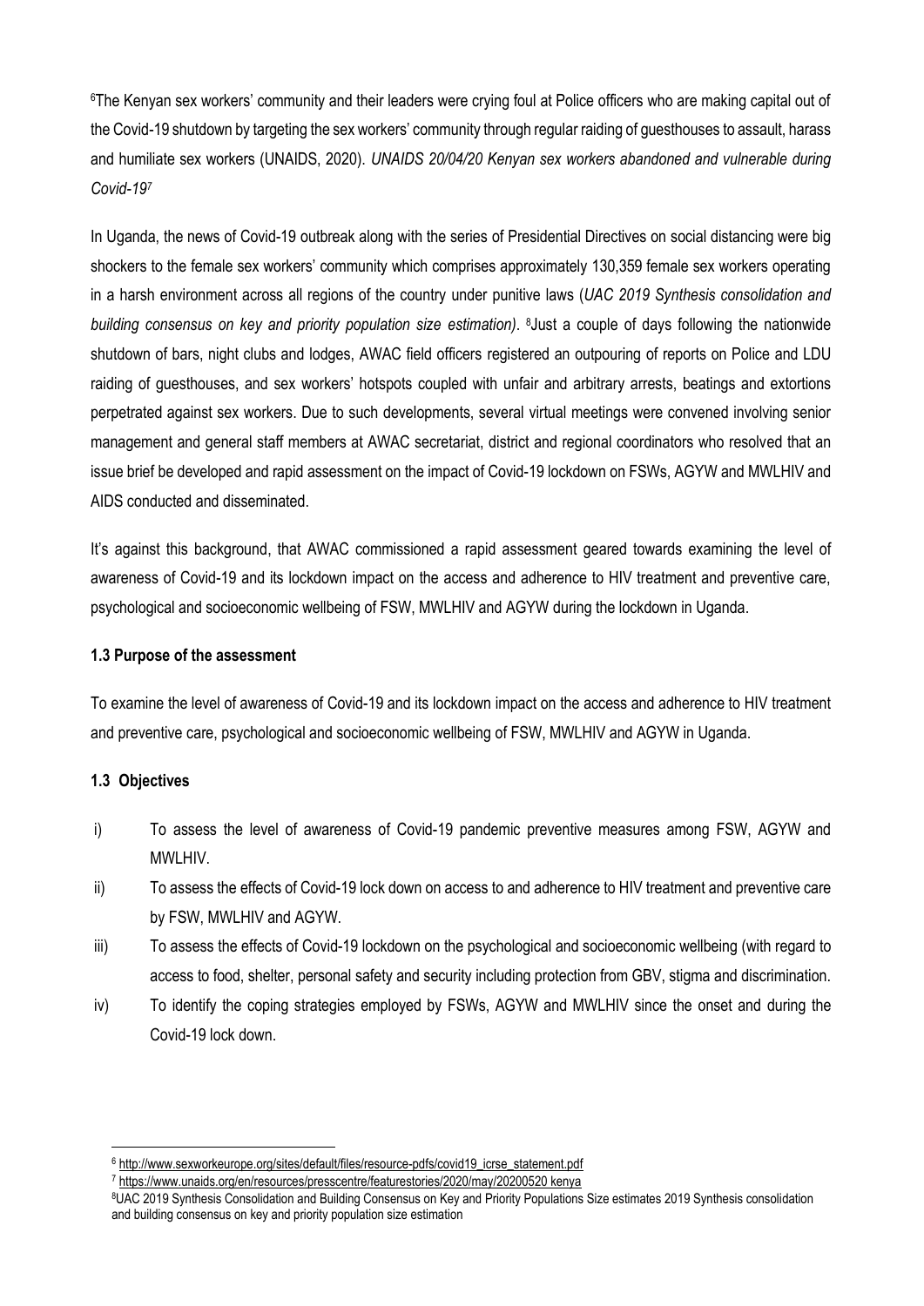[6]The Kenyan sex workers' community and their leaders were crying foul at Police officers who are making capital out of the Covid-19 shutdown by targeting the sex workers' community through regular raiding of guesthouses to assault, harass and humiliate sex workers (UNAIDS, 2020). *UNAIDS 20/04/20 Kenyan sex workers abandoned and vulnerable during Covid-19*[7]

In Uganda, the news of Covid-19 outbreak along with the series of Presidential Directives on social distancing were big shockers to the female sex workers' community which comprises approximately 130,359 female sex workers operating in a harsh environment across all regions of the country under punitive laws (*UAC 2019 Synthesis consolidation and building consensus on key and priority population size estimation)*. [8]Just a couple of days following the nationwide shutdown of bars, night clubs and lodges, AWAC field officers registered an outpouring of reports on Police and LDU raiding of guesthouses, and sex workers' hotspots coupled with unfair and arbitrary arrests, beatings and extortions perpetrated against sex workers. Due to such developments, several virtual meetings were convened involving senior management and general staff members at AWAC secretariat, district and regional coordinators who resolved that an issue brief be developed and rapid assessment on the impact of Covid-19 lockdown on FSWs, AGYW and MWLHIV and AIDS conducted and disseminated.

It's against this background, that AWAC commissioned a rapid assessment geared towards examining the level of awareness of Covid-19 and its lockdown impact on the access and adherence to HIV treatment and preventive care, psychological and socioeconomic wellbeing of FSW, MWLHIV and AGYW during the lockdown in Uganda.

### 1.3 Purpose of the assessment

To examine the level of awareness of Covid-19 and its lockdown impact on the access and adherence to HIV treatment and preventive care, psychological and socioeconomic wellbeing of FSW, MWLHIV and AGYW in Uganda.

### 1.3 Objectives

i) To assess the level of awareness of Covid-19 pandemic preventive measures among FSW, AGYW and MWLHIV.

ii) To assess the effects of Covid-19 lock down on access to and adherence to HIV treatment and preventive care by FSW, MWLHIV and AGYW.

iii) To assess the effects of Covid-19 lockdown on the psychological and socioeconomic wellbeing (with regard to access to food, shelter, personal safety and security including protection from GBV, stigma and discrimination.

iv) To identify the coping strategies employed by FSWs, AGYW and MWLHIV since the onset and during the Covid-19 lock down.

---

[6] http://www.sexworkeurope.org/sites/default/files/resource-pdfs/covid19_icrse_statement.pdf

[7] https://www.unaids.org/en/resources/presscentre/featurestories/2020/may/20200520 kenya

[8] UAC 2019 Synthesis Consolidation and Building Consensus on Key and Priority Populations Size estimates 2019 Synthesis consolidation and building consensus on key and priority population size estimation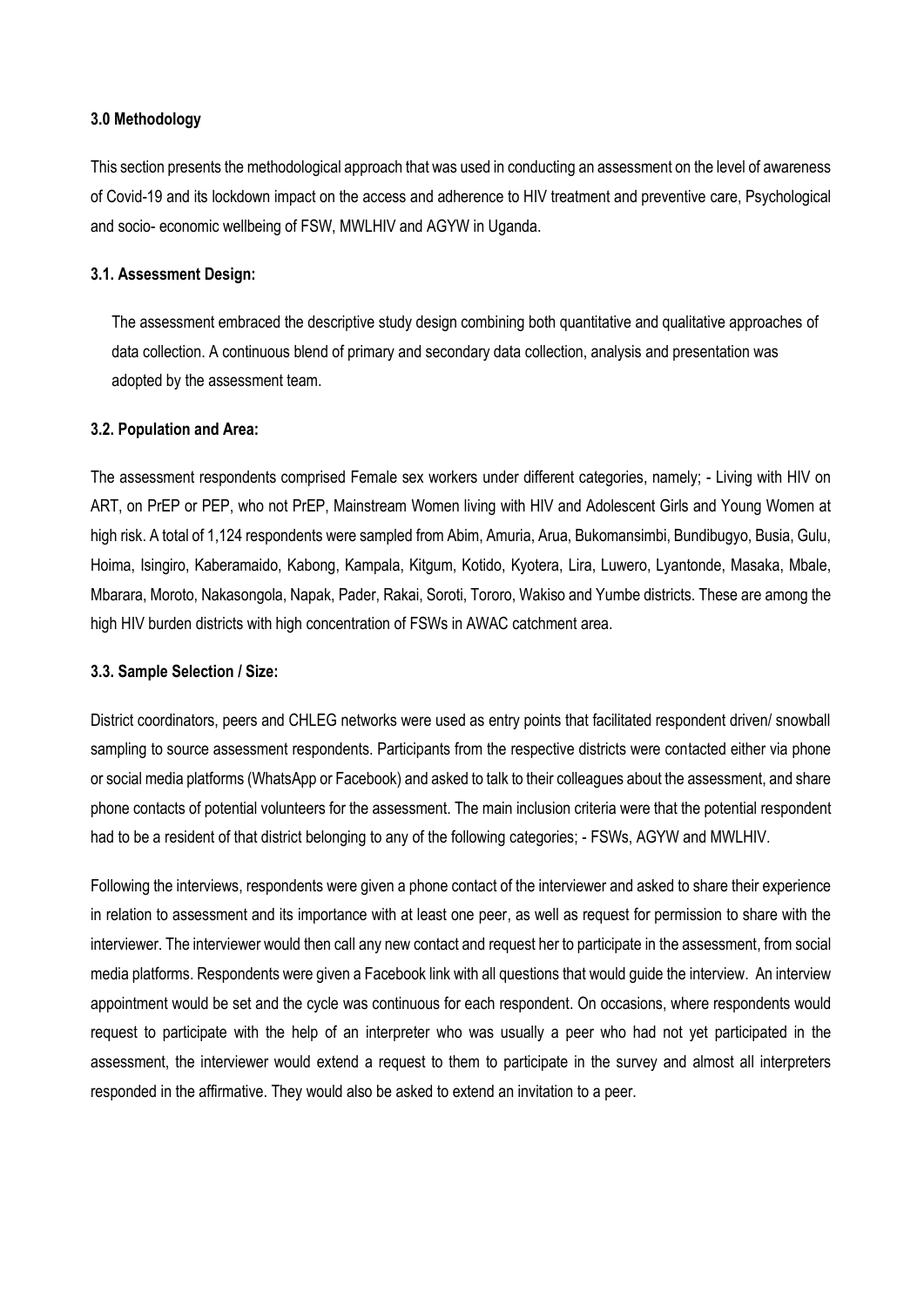### 3.0 Methodology

This section presents the methodological approach that was used in conducting an assessment on the level of awareness of Covid-19 and its lockdown impact on the access and adherence to HIV treatment and preventive care, Psychological and socio- economic wellbeing of FSW, MWLHIV and AGYW in Uganda.

### 3.1. Assessment Design:

The assessment embraced the descriptive study design combining both quantitative and qualitative approaches of data collection. A continuous blend of primary and secondary data collection, analysis and presentation was adopted by the assessment team.

### 3.2. Population and Area:

The assessment respondents comprised Female sex workers under different categories, namely; - Living with HIV on ART, on PrEP or PEP, who not PrEP, Mainstream Women living with HIV and Adolescent Girls and Young Women at high risk. A total of 1,124 respondents were sampled from Abim, Amuria, Arua, Bukomansimbi, Bundibugyo, Busia, Gulu, Hoima, Isingiro, Kaberamaido, Kabong, Kampala, Kitgum, Kotido, Kyotera, Lira, Luwero, Lyantonde, Masaka, Mbale, Mbarara, Moroto, Nakasongola, Napak, Pader, Rakai, Soroti, Tororo, Wakiso and Yumbe districts. These are among the high HIV burden districts with high concentration of FSWs in AWAC catchment area.

### 3.3. Sample Selection / Size:

District coordinators, peers and CHLEG networks were used as entry points that facilitated respondent driven/ snowball sampling to source assessment respondents. Participants from the respective districts were contacted either via phone or social media platforms (WhatsApp or Facebook) and asked to talk to their colleagues about the assessment, and share phone contacts of potential volunteers for the assessment. The main inclusion criteria were that the potential respondent had to be a resident of that district belonging to any of the following categories; - FSWs, AGYW and MWLHIV.

Following the interviews, respondents were given a phone contact of the interviewer and asked to share their experience in relation to assessment and its importance with at least one peer, as well as request for permission to share with the interviewer. The interviewer would then call any new contact and request her to participate in the assessment, from social media platforms. Respondents were given a Facebook link with all questions that would guide the interview. An interview appointment would be set and the cycle was continuous for each respondent. On occasions, where respondents would request to participate with the help of an interpreter who was usually a peer who had not yet participated in the assessment, the interviewer would extend a request to them to participate in the survey and almost all interpreters responded in the affirmative. They would also be asked to extend an invitation to a peer.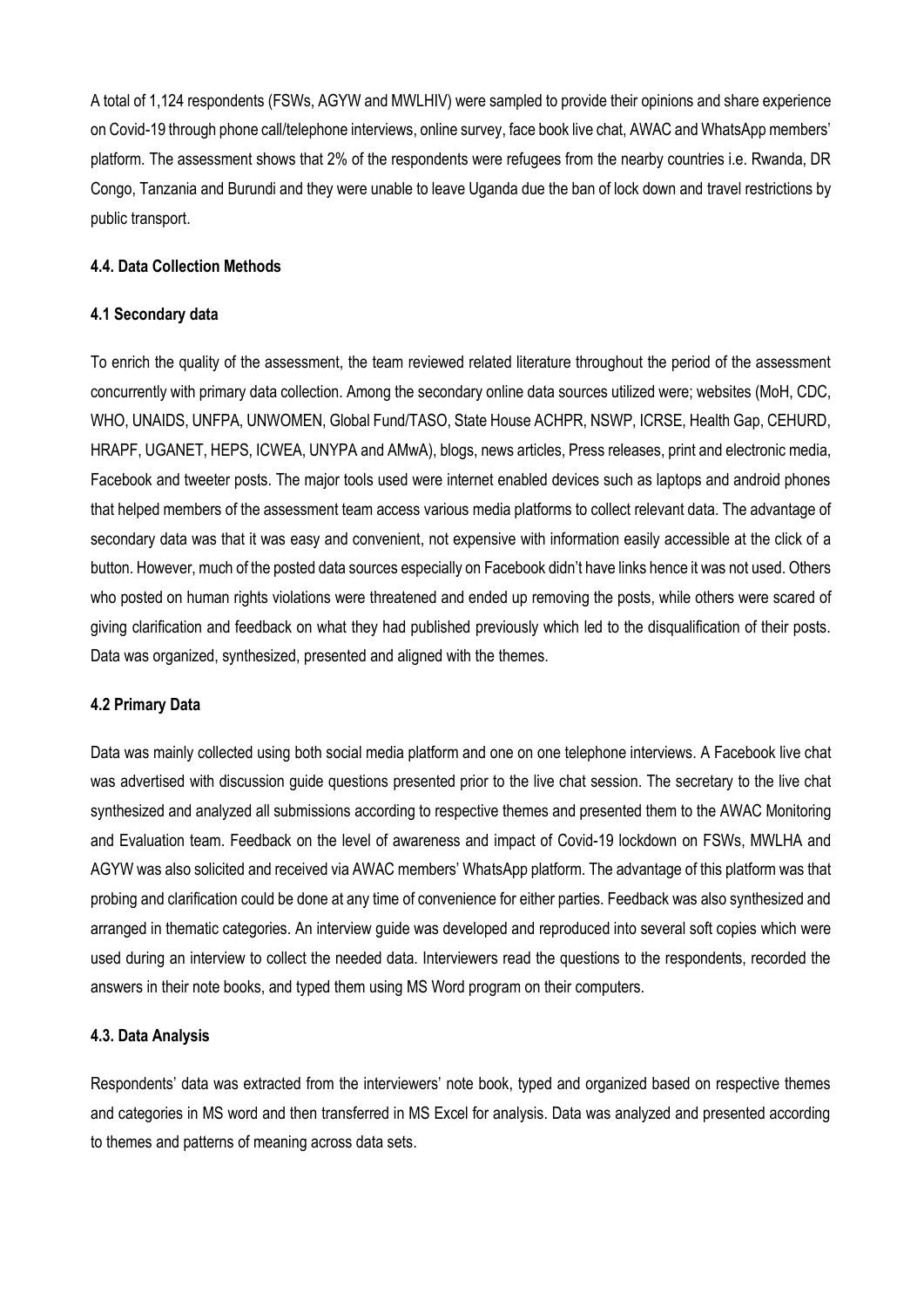A total of 1,124 respondents (FSWs, AGYW and MWLHIV) were sampled to provide their opinions and share experience on Covid-19 through phone call/telephone interviews, online survey, face book live chat, AWAC and WhatsApp members' platform. The assessment shows that 2% of the respondents were refugees from the nearby countries i.e. Rwanda, DR Congo, Tanzania and Burundi and they were unable to leave Uganda due the ban of lock down and travel restrictions by public transport.

#### 4.4. Data Collection Methods

#### 4.1 Secondary data

To enrich the quality of the assessment, the team reviewed related literature throughout the period of the assessment concurrently with primary data collection. Among the secondary online data sources utilized were; websites (MoH, CDC, WHO, UNAIDS, UNFPA, UNWOMEN, Global Fund/TASO, State House ACHPR, NSWP, ICRSE, Health Gap, CEHURD, HRAPF, UGANET, HEPS, ICWEA, UNYPA and AMwA), blogs, news articles, Press releases, print and electronic media, Facebook and tweeter posts. The major tools used were internet enabled devices such as laptops and android phones that helped members of the assessment team access various media platforms to collect relevant data. The advantage of secondary data was that it was easy and convenient, not expensive with information easily accessible at the click of a button. However, much of the posted data sources especially on Facebook didn't have links hence it was not used. Others who posted on human rights violations were threatened and ended up removing the posts, while others were scared of giving clarification and feedback on what they had published previously which led to the disqualification of their posts. Data was organized, synthesized, presented and aligned with the themes.

#### 4.2 Primary Data

Data was mainly collected using both social media platform and one on one telephone interviews. A Facebook live chat was advertised with discussion guide questions presented prior to the live chat session. The secretary to the live chat synthesized and analyzed all submissions according to respective themes and presented them to the AWAC Monitoring and Evaluation team. Feedback on the level of awareness and impact of Covid-19 lockdown on FSWs, MWLHA and AGYW was also solicited and received via AWAC members' WhatsApp platform. The advantage of this platform was that probing and clarification could be done at any time of convenience for either parties. Feedback was also synthesized and arranged in thematic categories. An interview guide was developed and reproduced into several soft copies which were used during an interview to collect the needed data. Interviewers read the questions to the respondents, recorded the answers in their note books, and typed them using MS Word program on their computers.

#### 4.3. Data Analysis

Respondents' data was extracted from the interviewers' note book, typed and organized based on respective themes and categories in MS word and then transferred in MS Excel for analysis. Data was analyzed and presented according to themes and patterns of meaning across data sets.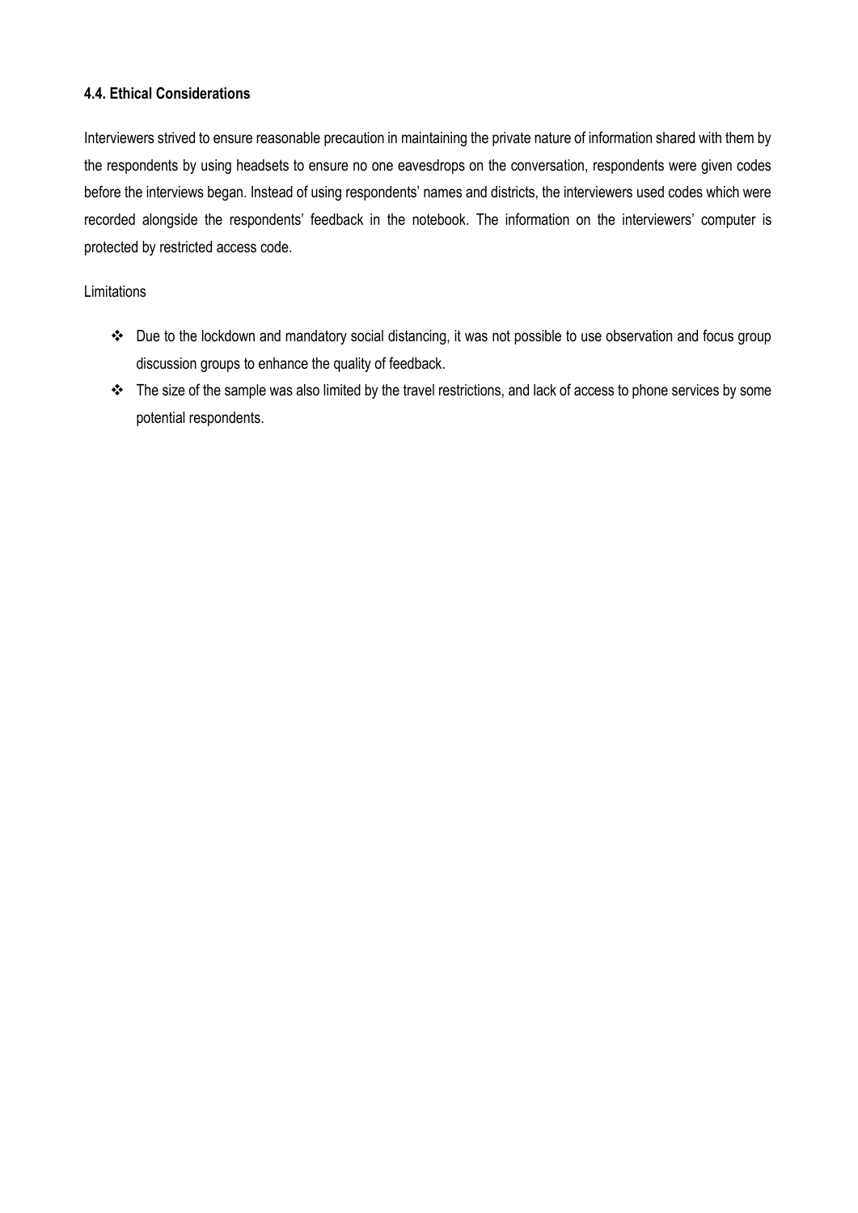### 4.4. Ethical Considerations

Interviewers strived to ensure reasonable precaution in maintaining the private nature of information shared with them by the respondents by using headsets to ensure no one eavesdrops on the conversation, respondents were given codes before the interviews began. Instead of using respondents' names and districts, the interviewers used codes which were recorded alongside the respondents' feedback in the notebook. The information on the interviewers' computer is protected by restricted access code.

Limitations

- Due to the lockdown and mandatory social distancing, it was not possible to use observation and focus group discussion groups to enhance the quality of feedback.
- The size of the sample was also limited by the travel restrictions, and lack of access to phone services by some potential respondents.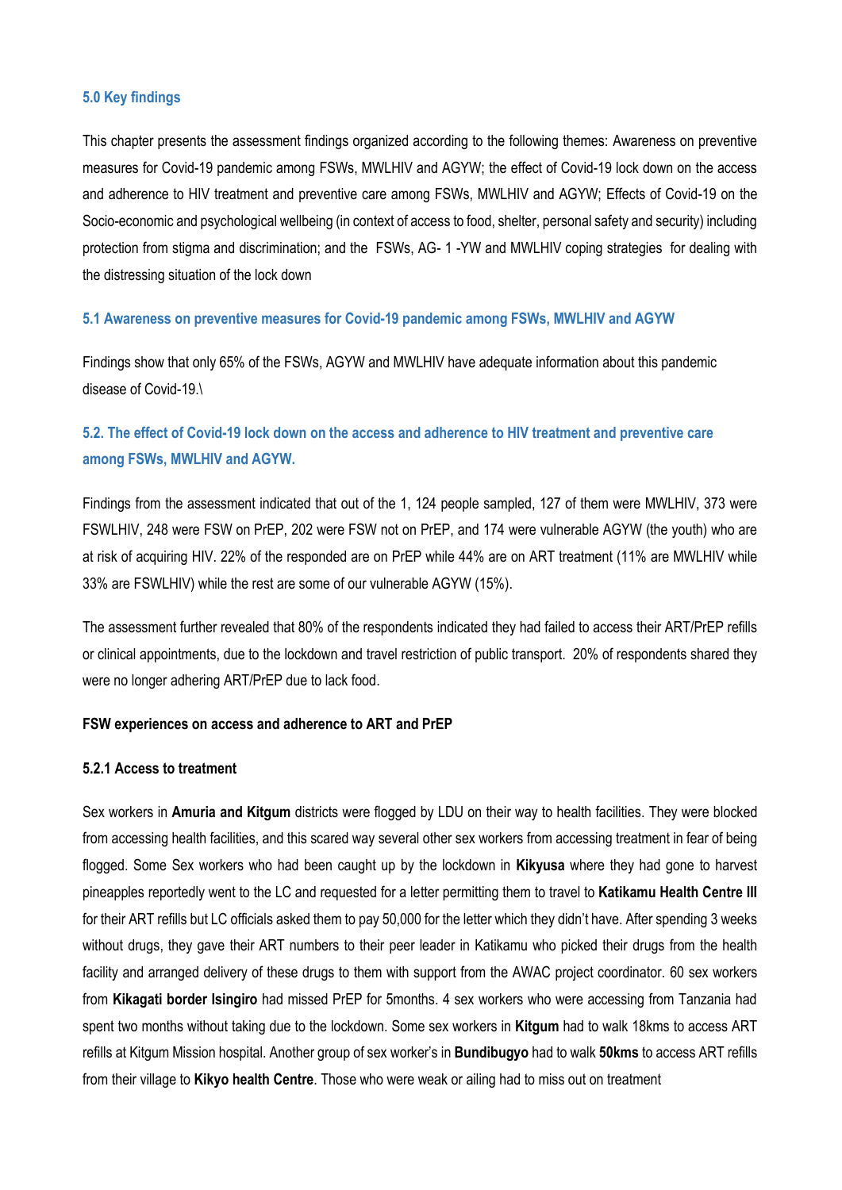## 5.0 Key findings

This chapter presents the assessment findings organized according to the following themes: Awareness on preventive measures for Covid-19 pandemic among FSWs, MWLHIV and AGYW; the effect of Covid-19 lock down on the access and adherence to HIV treatment and preventive care among FSWs, MWLHIV and AGYW; Effects of Covid-19 on the Socio-economic and psychological wellbeing (in context of access to food, shelter, personal safety and security) including protection from stigma and discrimination; and the FSWs, AG- 1 -YW and MWLHIV coping strategies for dealing with the distressing situation of the lock down

### 5.1 Awareness on preventive measures for Covid-19 pandemic among FSWs, MWLHIV and AGYW

Findings show that only 65% of the FSWs, AGYW and MWLHIV have adequate information about this pandemic disease of Covid-19.\

### 5.2. The effect of Covid-19 lock down on the access and adherence to HIV treatment and preventive care among FSWs, MWLHIV and AGYW.

Findings from the assessment indicated that out of the 1, 124 people sampled, 127 of them were MWLHIV, 373 were FSWLHIV, 248 were FSW on PrEP, 202 were FSW not on PrEP, and 174 were vulnerable AGYW (the youth) who are at risk of acquiring HIV. 22% of the responded are on PrEP while 44% are on ART treatment (11% are MWLHIV while 33% are FSWLHIV) while the rest are some of our vulnerable AGYW (15%).

The assessment further revealed that 80% of the respondents indicated they had failed to access their ART/PrEP refills or clinical appointments, due to the lockdown and travel restriction of public transport. 20% of respondents shared they were no longer adhering ART/PrEP due to lack food.

**FSW experiences on access and adherence to ART and PrEP**

#### 5.2.1 Access to treatment

Sex workers in **Amuria and Kitgum** districts were flogged by LDU on their way to health facilities. They were blocked from accessing health facilities, and this scared way several other sex workers from accessing treatment in fear of being flogged. Some Sex workers who had been caught up by the lockdown in **Kikyusa** where they had gone to harvest pineapples reportedly went to the LC and requested for a letter permitting them to travel to **Katikamu Health Centre III** for their ART refills but LC officials asked them to pay 50,000 for the letter which they didn't have. After spending 3 weeks without drugs, they gave their ART numbers to their peer leader in Katikamu who picked their drugs from the health facility and arranged delivery of these drugs to them with support from the AWAC project coordinator. 60 sex workers from **Kikagati border Isingiro** had missed PrEP for 5months. 4 sex workers who were accessing from Tanzania had spent two months without taking due to the lockdown. Some sex workers in **Kitgum** had to walk 18kms to access ART refills at Kitgum Mission hospital. Another group of sex worker's in **Bundibugyo** had to walk **50kms** to access ART refills from their village to **Kikyo health Centre**. Those who were weak or ailing had to miss out on treatment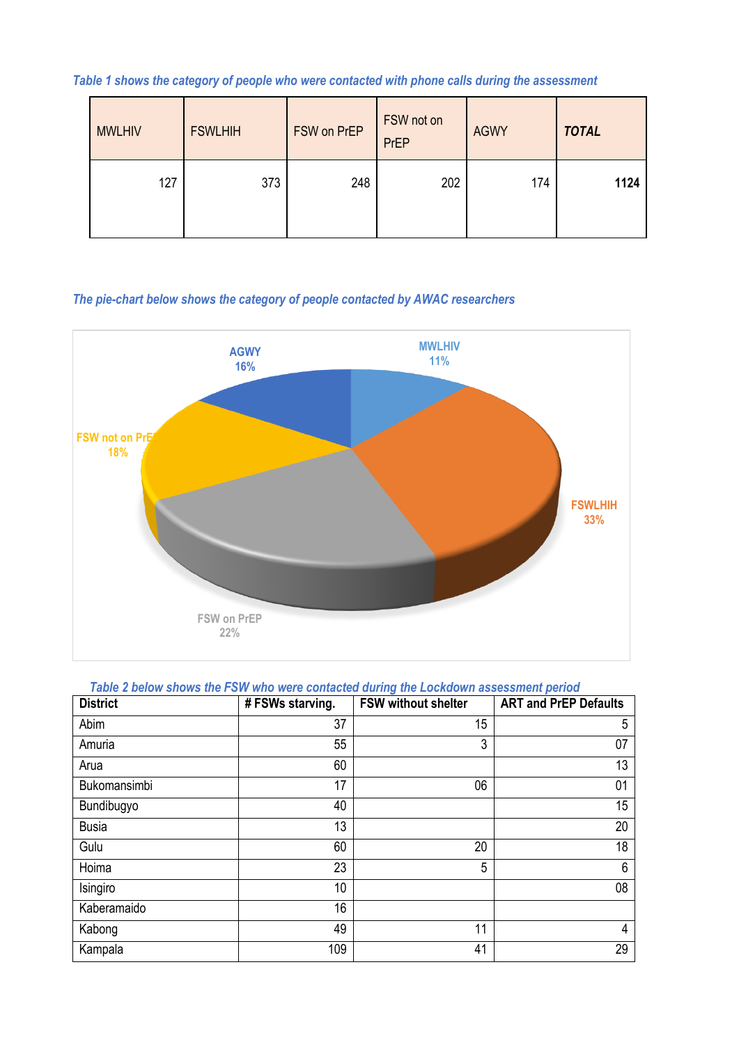*Table 1 shows the category of people who were contacted with phone calls during the assessment*

| MWLHIV | FSWLHIH | FSW on PrEP | FSW not on PrEP | AGWY | ***TOTAL*** |
|---|---|---|---|---|---|
| 127 | 373 | 248 | 202 | 174 | **1124** |

*The pie-chart below shows the category of people contacted by AWAC researchers*

AGWY
16%

MWLHIV
11%

FSW not on PrEP
18%

FSWLHIH
33%

FSW on PrEP
22%

*Table 2 below shows the FSW who were contacted during the Lockdown assessment period*

| District | # FSWs starving. | FSW without shelter | ART and PrEP Defaults |
|---|---|---|---|
| Abim | 37 | 15 | 5 |
| Amuria | 55 | 3 | 07 |
| Arua | 60 | | 13 |
| Bukomansimbi | 17 | 06 | 01 |
| Bundibugyo | 40 | | 15 |
| Busia | 13 | | 20 |
| Gulu | 60 | 20 | 18 |
| Hoima | 23 | 5 | 6 |
| Isingiro | 10 | | 08 |
| Kaberamaido | 16 | | |
| Kabong | 49 | 11 | 4 |
| Kampala | 109 | 41 | 29 |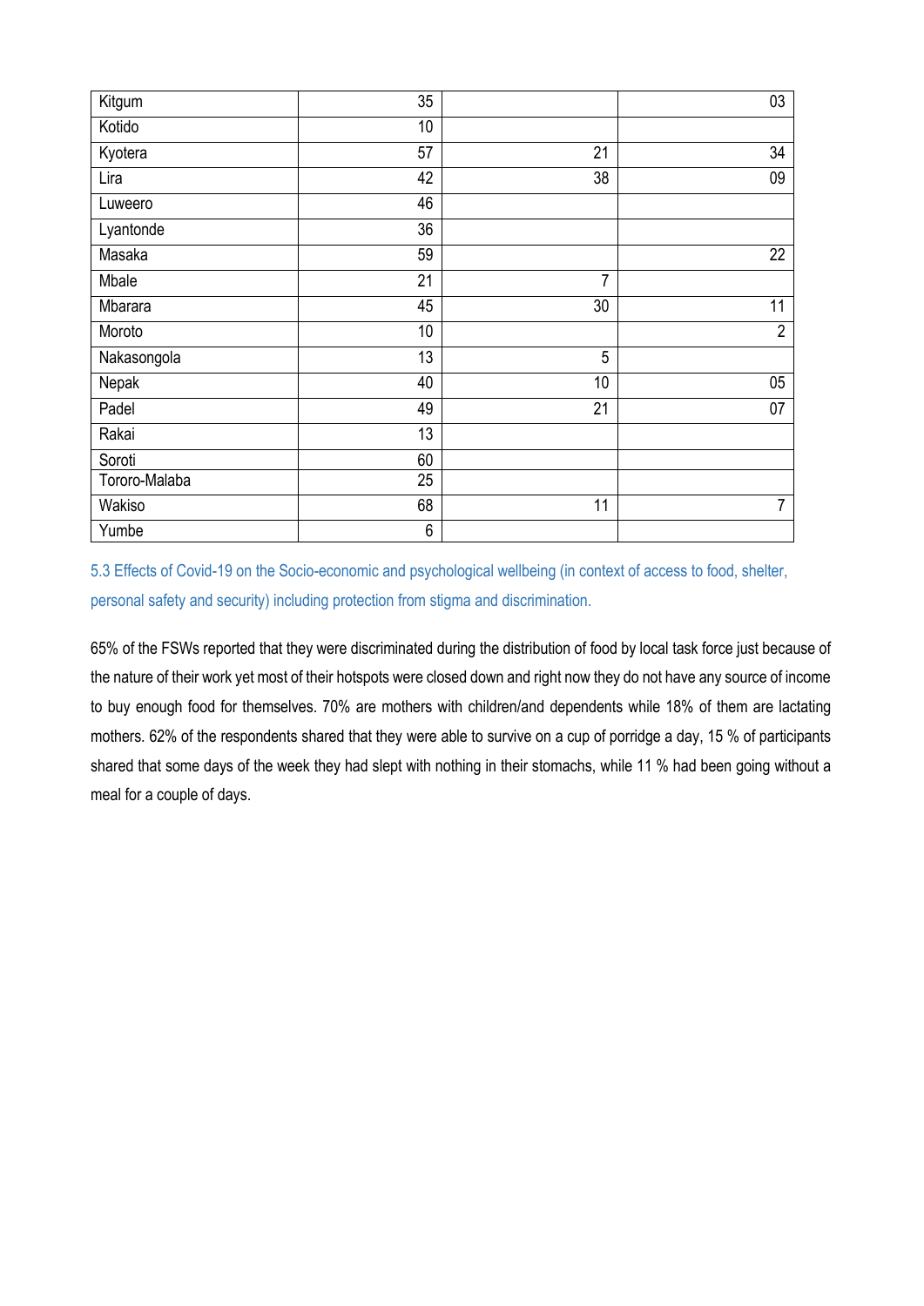| | | | |
|---|---|---|---|
| Kitgum | 35 | | 03 |
| Kotido | 10 | | |
| Kyotera | 57 | 21 | 34 |
| Lira | 42 | 38 | 09 |
| Luweero | 46 | | |
| Lyantonde | 36 | | |
| Masaka | 59 | | 22 |
| Mbale | 21 | 7 | |
| Mbarara | 45 | 30 | 11 |
| Moroto | 10 | | 2 |
| Nakasongola | 13 | 5 | |
| Nepak | 40 | 10 | 05 |
| Padel | 49 | 21 | 07 |
| Rakai | 13 | | |
| Soroti | 60 | | |
| Tororo-Malaba | 25 | | |
| Wakiso | 68 | 11 | 7 |
| Yumbe | 6 | | |

### 5.3 Effects of Covid-19 on the Socio-economic and psychological wellbeing (in context of access to food, shelter, personal safety and security) including protection from stigma and discrimination.

65% of the FSWs reported that they were discriminated during the distribution of food by local task force just because of the nature of their work yet most of their hotspots were closed down and right now they do not have any source of income to buy enough food for themselves. 70% are mothers with children/and dependents while 18% of them are lactating mothers. 62% of the respondents shared that they were able to survive on a cup of porridge a day, 15 % of participants shared that some days of the week they had slept with nothing in their stomachs, while 11 % had been going without a meal for a couple of days.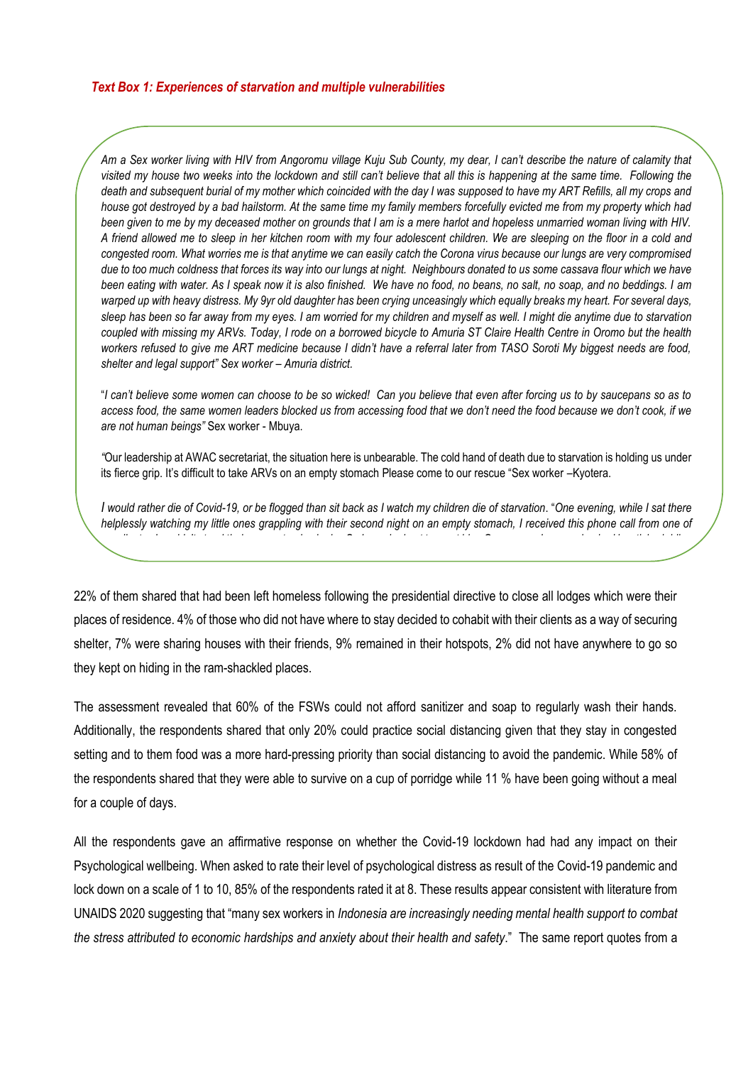***Text Box 1: Experiences of starvation and multiple vulnerabilities***

*Am a Sex worker living with HIV from Angoromu village Kuju Sub County, my dear, I can't describe the nature of calamity that visited my house two weeks into the lockdown and still can't believe that all this is happening at the same time. Following the death and subsequent burial of my mother which coincided with the day I was supposed to have my ART Refills, all my crops and house got destroyed by a bad hailstorm. At the same time my family members forcefully evicted me from my property which had been given to me by my deceased mother on grounds that I am is a mere harlot and hopeless unmarried woman living with HIV. A friend allowed me to sleep in her kitchen room with my four adolescent children. We are sleeping on the floor in a cold and congested room. What worries me is that anytime we can easily catch the Corona virus because our lungs are very compromised due to too much coldness that forces its way into our lungs at night. Neighbours donated to us some cassava flour which we have been eating with water. As I speak now it is also finished. We have no food, no beans, no salt, no soap, and no beddings. I am warped up with heavy distress. My 9yr old daughter has been crying unceasingly which equally breaks my heart. For several days, sleep has been so far away from my eyes. I am worried for my children and myself as well. I might die anytime due to starvation coupled with missing my ARVs. Today, I rode on a borrowed bicycle to Amuria ST Claire Health Centre in Oromo but the health workers refused to give me ART medicine because I didn't have a referral later from TASO Soroti My biggest needs are food, shelter and legal support" Sex worker – Amuria district.*

"*I can't believe some women can choose to be so wicked! Can you believe that even after forcing us to by saucepans so as to access food, the same women leaders blocked us from accessing food that we don't need the food because we don't cook, if we are not human beings"* Sex worker - Mbuya.

*"*Our leadership at AWAC secretariat, the situation here is unbearable. The cold hand of death due to starvation is holding us under its fierce grip. It's difficult to take ARVs on an empty stomach Please come to our rescue "Sex worker –Kyotera.

*I would rather die of Covid-19, or be flogged than sit back as I watch my children die of starvation*. "*One evening, while I sat there helplessly watching my little ones grappling with their second night on an empty stomach, I received this phone call from one of*

22% of them shared that had been left homeless following the presidential directive to close all lodges which were their places of residence. 4% of those who did not have where to stay decided to cohabit with their clients as a way of securing shelter, 7% were sharing houses with their friends, 9% remained in their hotspots, 2% did not have anywhere to go so they kept on hiding in the ram-shackled places.

The assessment revealed that 60% of the FSWs could not afford sanitizer and soap to regularly wash their hands. Additionally, the respondents shared that only 20% could practice social distancing given that they stay in congested setting and to them food was a more hard-pressing priority than social distancing to avoid the pandemic. While 58% of the respondents shared that they were able to survive on a cup of porridge while 11 % have been going without a meal for a couple of days.

All the respondents gave an affirmative response on whether the Covid-19 lockdown had had any impact on their Psychological wellbeing. When asked to rate their level of psychological distress as result of the Covid-19 pandemic and lock down on a scale of 1 to 10, 85% of the respondents rated it at 8. These results appear consistent with literature from UNAIDS 2020 suggesting that "many sex workers in *Indonesia are increasingly needing mental health support to combat the stress attributed to economic hardships and anxiety about their health and safety*." The same report quotes from a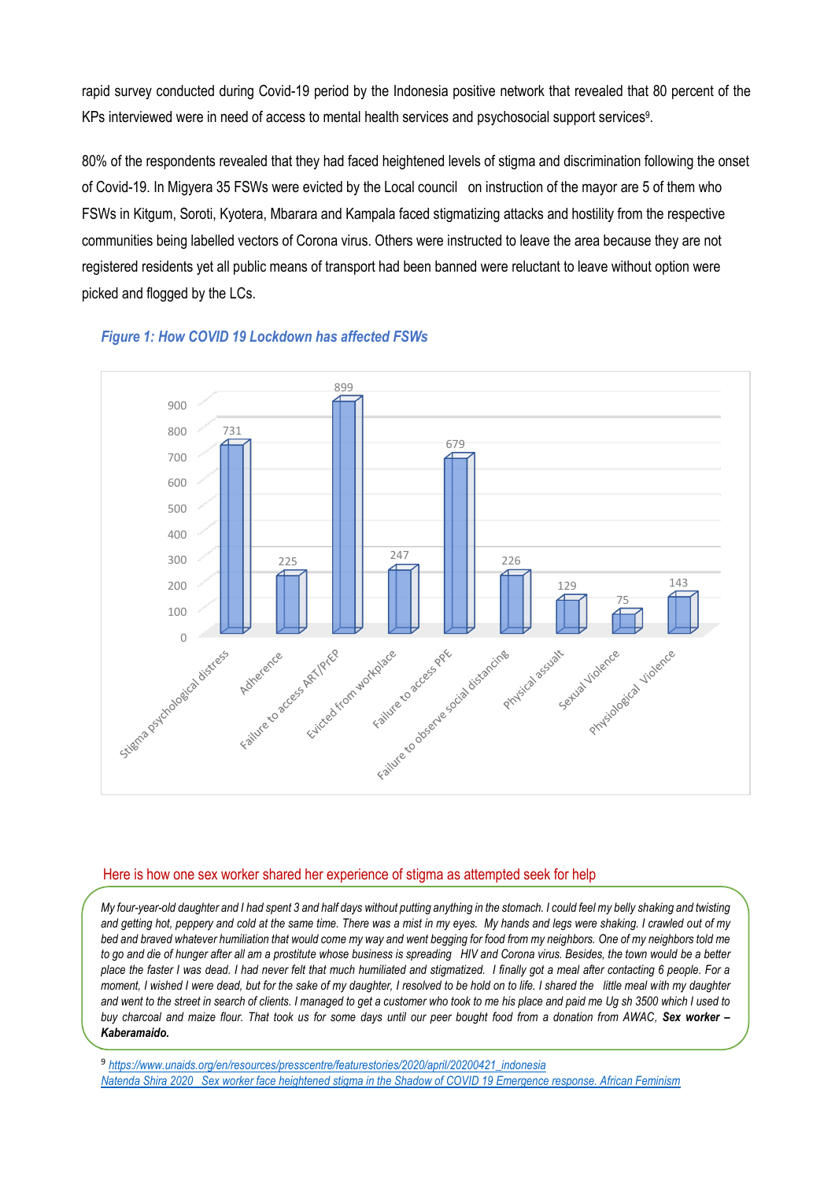rapid survey conducted during Covid-19 period by the Indonesia positive network that revealed that 80 percent of the KPs interviewed were in need of access to mental health services and psychosocial support services[9].

80% of the respondents revealed that they had faced heightened levels of stigma and discrimination following the onset of Covid-19. In Migyera 35 FSWs were evicted by the Local council on instruction of the mayor are 5 of them who FSWs in Kitgum, Soroti, Kyotera, Mbarara and Kampala faced stigmatizing attacks and hostility from the respective communities being labelled vectors of Corona virus. Others were instructed to leave the area because they are not registered residents yet all public means of transport had been banned were reluctant to leave without option were picked and flogged by the LCs.

*Figure 1: How COVID 19 Lockdown has affected FSWs*

900
800
700
600
500
400
300
200
100
0

731
225
899
247
679
226
129
75
143

Stigma psychological distress
Adherence
Failure to access ART/PrEP
Evicted from workplace
Failure to access PPE
Failure to observe social distancing
Physical assualt
Sexual Violence
Physiological Violence

Here is how one sex worker shared her experience of stigma as attempted seek for help

*My four-year-old daughter and I had spent 3 and half days without putting anything in the stomach. I could feel my belly shaking and twisting and getting hot, peppery and cold at the same time. There was a mist in my eyes. My hands and legs were shaking. I crawled out of my bed and braved whatever humiliation that would come my way and went begging for food from my neighbors. One of my neighbors told me to go and die of hunger after all am a prostitute whose business is spreading HIV and Corona virus. Besides, the town would be a better place the faster I was dead. I had never felt that much humiliated and stigmatized. I finally got a meal after contacting 6 people. For a moment, I wished I were dead, but for the sake of my daughter, I resolved to be hold on to life. I shared the little meal with my daughter and went to the street in search of clients. I managed to get a customer who took to me his place and paid me Ug sh 3500 which I used to buy charcoal and maize flour. That took us for some days until our peer bought food from a donation from AWAC,* ***Sex worker – Kaberamaido.***

[9] https://www.unaids.org/en/resources/presscentre/featurestories/2020/april/20200421_indonesia
Natenda Shira 2020 Sex worker face heightened stigma in the Shadow of COVID 19 Emergence response. African Feminism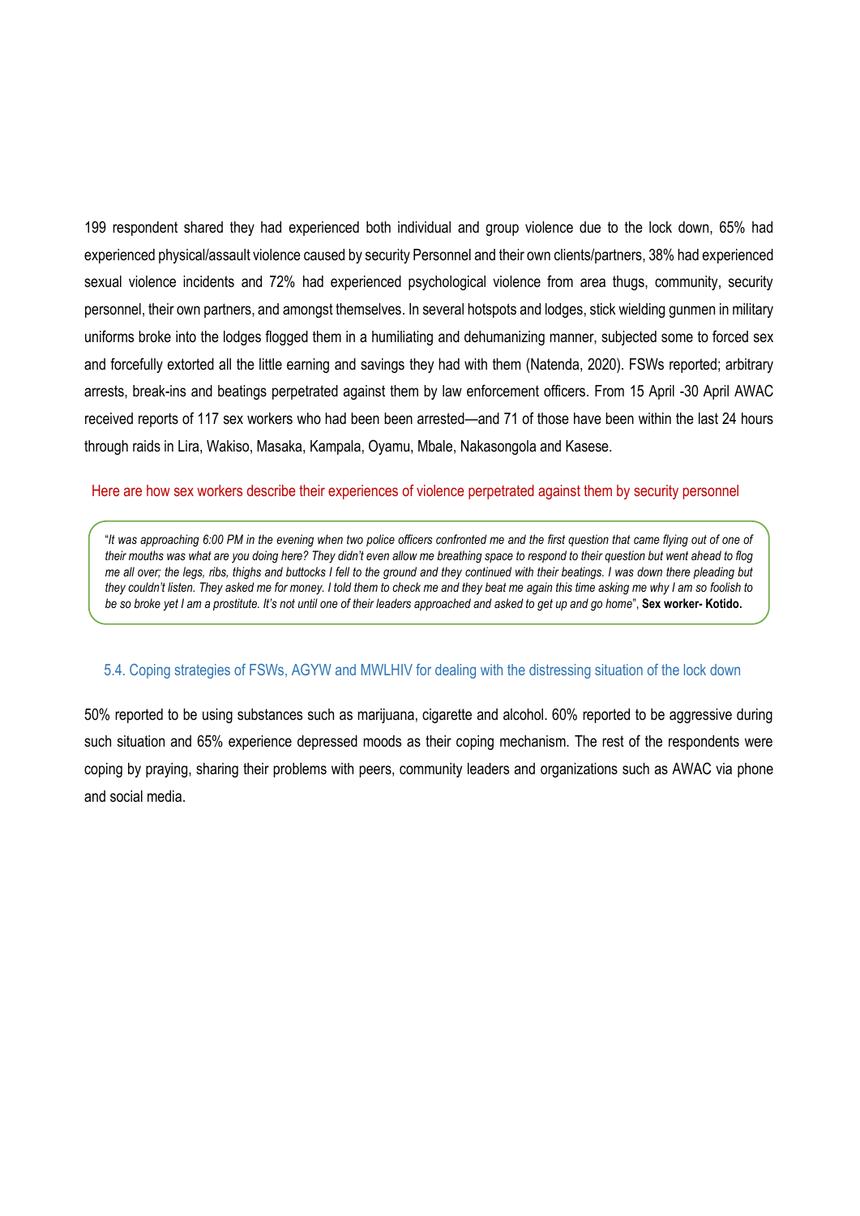199 respondent shared they had experienced both individual and group violence due to the lock down, 65% had experienced physical/assault violence caused by security Personnel and their own clients/partners, 38% had experienced sexual violence incidents and 72% had experienced psychological violence from area thugs, community, security personnel, their own partners, and amongst themselves. In several hotspots and lodges, stick wielding gunmen in military uniforms broke into the lodges flogged them in a humiliating and dehumanizing manner, subjected some to forced sex and forcefully extorted all the little earning and savings they had with them (Natenda, 2020). FSWs reported; arbitrary arrests, break-ins and beatings perpetrated against them by law enforcement officers. From 15 April -30 April AWAC received reports of 117 sex workers who had been been arrested—and 71 of those have been within the last 24 hours through raids in Lira, Wakiso, Masaka, Kampala, Oyamu, Mbale, Nakasongola and Kasese.

Here are how sex workers describe their experiences of violence perpetrated against them by security personnel

> "*It was approaching 6:00 PM in the evening when two police officers confronted me and the first question that came flying out of one of their mouths was what are you doing here? They didn't even allow me breathing space to respond to their question but went ahead to flog me all over; the legs, ribs, thighs and buttocks I fell to the ground and they continued with their beatings. I was down there pleading but they couldn't listen. They asked me for money. I told them to check me and they beat me again this time asking me why I am so foolish to be so broke yet I am a prostitute. It's not until one of their leaders approached and asked to get up and go home*", **Sex worker- Kotido.**

### 5.4. Coping strategies of FSWs, AGYW and MWLHIV for dealing with the distressing situation of the lock down

50% reported to be using substances such as marijuana, cigarette and alcohol. 60% reported to be aggressive during such situation and 65% experience depressed moods as their coping mechanism. The rest of the respondents were coping by praying, sharing their problems with peers, community leaders and organizations such as AWAC via phone and social media.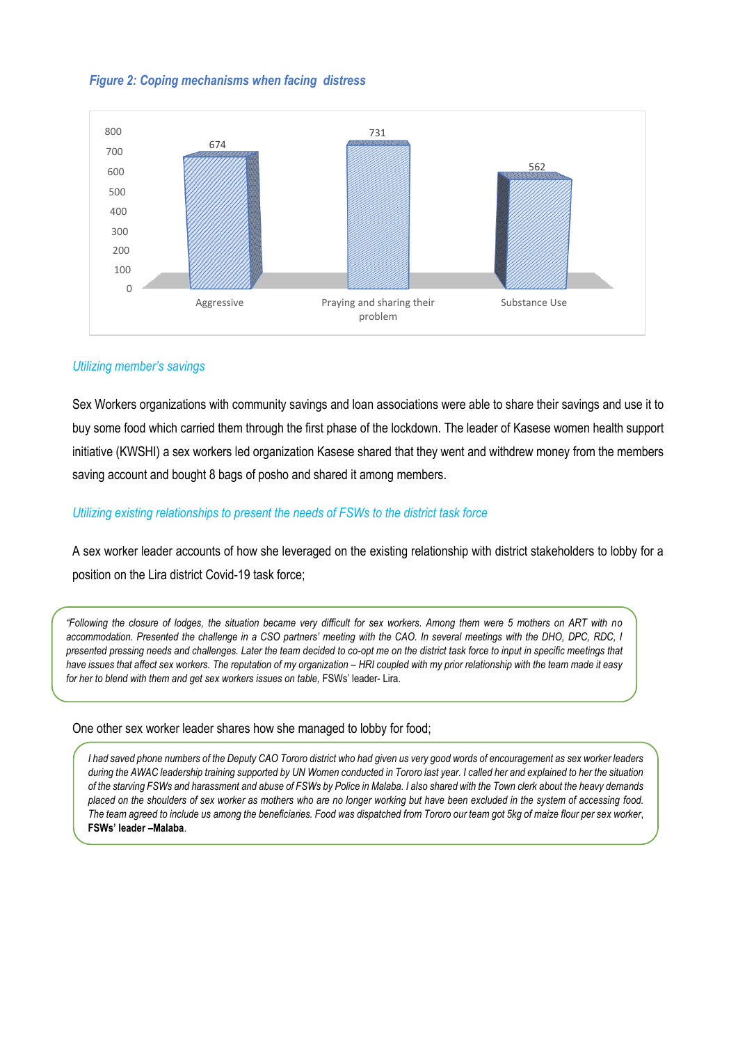*Figure 2: Coping mechanisms when facing distress*

800
700
600
500
400
300
200
100
0

674
731
562

Aggressive
Praying and sharing their problem
Substance Use

*Utilizing member's savings*

Sex Workers organizations with community savings and loan associations were able to share their savings and use it to buy some food which carried them through the first phase of the lockdown. The leader of Kasese women health support initiative (KWSHI) a sex workers led organization Kasese shared that they went and withdrew money from the members saving account and bought 8 bags of posho and shared it among members.

*Utilizing existing relationships to present the needs of FSWs to the district task force*

A sex worker leader accounts of how she leveraged on the existing relationship with district stakeholders to lobby for a position on the Lira district Covid-19 task force;

> *"Following the closure of lodges, the situation became very difficult for sex workers. Among them were 5 mothers on ART with no accommodation. Presented the challenge in a CSO partners' meeting with the CAO. In several meetings with the DHO, DPC, RDC, I presented pressing needs and challenges. Later the team decided to co-opt me on the district task force to input in specific meetings that have issues that affect sex workers. The reputation of my organization – HRI coupled with my prior relationship with the team made it easy for her to blend with them and get sex workers issues on table,* FSWs' leader- Lira.

One other sex worker leader shares how she managed to lobby for food;

> *I had saved phone numbers of the Deputy CAO Tororo district who had given us very good words of encouragement as sex worker leaders during the AWAC leadership training supported by UN Women conducted in Tororo last year. I called her and explained to her the situation of the starving FSWs and harassment and abuse of FSWs by Police in Malaba. I also shared with the Town clerk about the heavy demands placed on the shoulders of sex worker as mothers who are no longer working but have been excluded in the system of accessing food. The team agreed to include us among the beneficiaries. Food was dispatched from Tororo our team got 5kg of maize flour per sex worker*, **FSWs' leader –Malaba**.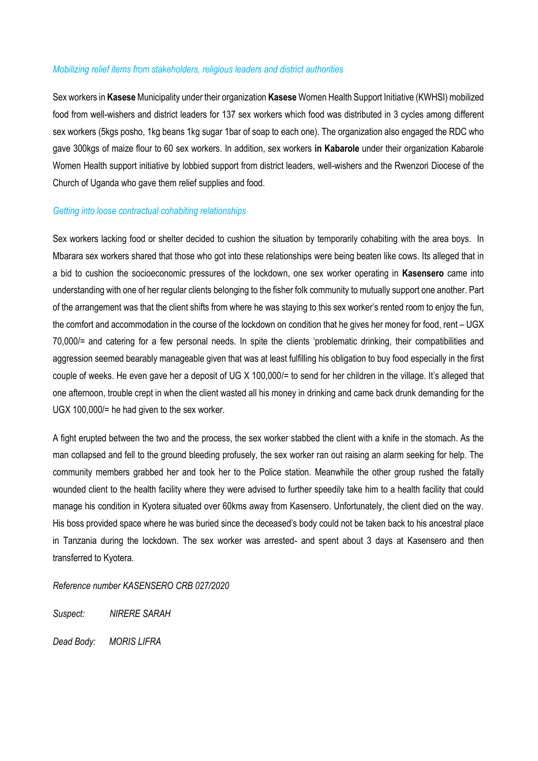*Mobilizing relief items from stakeholders, religious leaders and district authorities*

Sex workers in **Kasese** Municipality under their organization **Kasese** Women Health Support Initiative (KWHSI) mobilized food from well-wishers and district leaders for 137 sex workers which food was distributed in 3 cycles among different sex workers (5kgs posho, 1kg beans 1kg sugar 1bar of soap to each one). The organization also engaged the RDC who gave 300kgs of maize flour to 60 sex workers. In addition, sex workers **in Kabarole** under their organization Kabarole Women Health support initiative by lobbied support from district leaders, well-wishers and the Rwenzori Diocese of the Church of Uganda who gave them relief supplies and food.

*Getting into loose contractual cohabiting relationships*

Sex workers lacking food or shelter decided to cushion the situation by temporarily cohabiting with the area boys. In Mbarara sex workers shared that those who got into these relationships were being beaten like cows. Its alleged that in a bid to cushion the socioeconomic pressures of the lockdown, one sex worker operating in **Kasensero** came into understanding with one of her regular clients belonging to the fisher folk community to mutually support one another. Part of the arrangement was that the client shifts from where he was staying to this sex worker's rented room to enjoy the fun, the comfort and accommodation in the course of the lockdown on condition that he gives her money for food, rent – UGX 70,000/= and catering for a few personal needs. In spite the clients 'problematic drinking, their compatibilities and aggression seemed bearably manageable given that was at least fulfilling his obligation to buy food especially in the first couple of weeks. He even gave her a deposit of UG X 100,000/= to send for her children in the village. It's alleged that one afternoon, trouble crept in when the client wasted all his money in drinking and came back drunk demanding for the UGX 100,000/= he had given to the sex worker.

A fight erupted between the two and the process, the sex worker stabbed the client with a knife in the stomach. As the man collapsed and fell to the ground bleeding profusely, the sex worker ran out raising an alarm seeking for help. The community members grabbed her and took her to the Police station. Meanwhile the other group rushed the fatally wounded client to the health facility where they were advised to further speedily take him to a health facility that could manage his condition in Kyotera situated over 60kms away from Kasensero. Unfortunately, the client died on the way. His boss provided space where he was buried since the deceased's body could not be taken back to his ancestral place in Tanzania during the lockdown. The sex worker was arrested- and spent about 3 days at Kasensero and then transferred to Kyotera.

*Reference number KASENSERO CRB 027/2020*

*Suspect: NIRERE SARAH*

*Dead Body: MORIS LIFRA*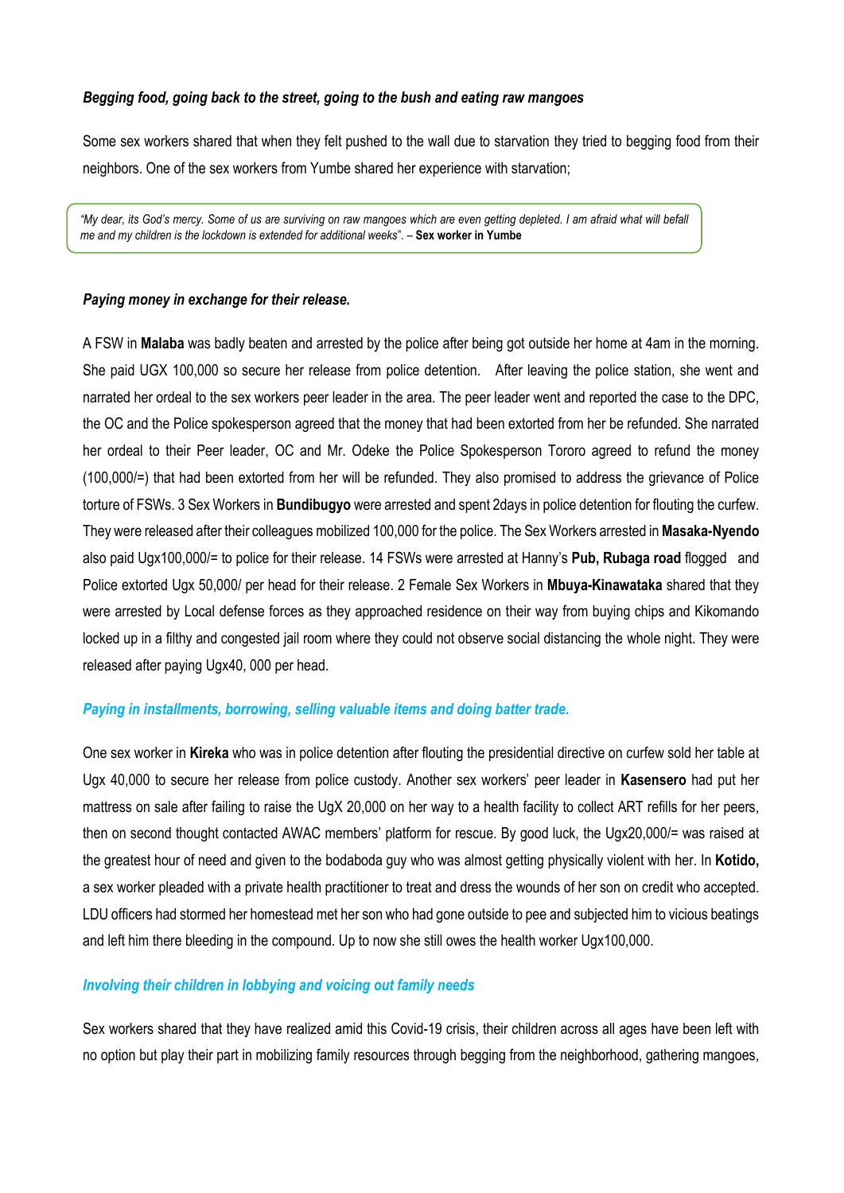***Begging food, going back to the street, going to the bush and eating raw mangoes***

Some sex workers shared that when they felt pushed to the wall due to starvation they tried to begging food from their neighbors. One of the sex workers from Yumbe shared her experience with starvation;

> *"My dear, its God's mercy. Some of us are surviving on raw mangoes which are even getting depleted. I am afraid what will befall me and my children is the lockdown is extended for additional weeks*". – **Sex worker in Yumbe**

***Paying money in exchange for their release.***

A FSW in **Malaba** was badly beaten and arrested by the police after being got outside her home at 4am in the morning. She paid UGX 100,000 so secure her release from police detention. After leaving the police station, she went and narrated her ordeal to the sex workers peer leader in the area. The peer leader went and reported the case to the DPC, the OC and the Police spokesperson agreed that the money that had been extorted from her be refunded. She narrated her ordeal to their Peer leader, OC and Mr. Odeke the Police Spokesperson Tororo agreed to refund the money (100,000/=) that had been extorted from her will be refunded. They also promised to address the grievance of Police torture of FSWs. 3 Sex Workers in **Bundibugyo** were arrested and spent 2days in police detention for flouting the curfew. They were released after their colleagues mobilized 100,000 for the police. The Sex Workers arrested in **Masaka-Nyendo** also paid Ugx100,000/= to police for their release. 14 FSWs were arrested at Hanny's **Pub, Rubaga road** flogged and Police extorted Ugx 50,000/ per head for their release. 2 Female Sex Workers in **Mbuya-Kinawataka** shared that they were arrested by Local defense forces as they approached residence on their way from buying chips and Kikomando locked up in a filthy and congested jail room where they could not observe social distancing the whole night. They were released after paying Ugx40, 000 per head.

***Paying in installments, borrowing, selling valuable items and doing batter trade.***

One sex worker in **Kireka** who was in police detention after flouting the presidential directive on curfew sold her table at Ugx 40,000 to secure her release from police custody. Another sex workers' peer leader in **Kasensero** had put her mattress on sale after failing to raise the UgX 20,000 on her way to a health facility to collect ART refills for her peers, then on second thought contacted AWAC members' platform for rescue. By good luck, the Ugx20,000/= was raised at the greatest hour of need and given to the bodaboda guy who was almost getting physically violent with her. In **Kotido,** a sex worker pleaded with a private health practitioner to treat and dress the wounds of her son on credit who accepted. LDU officers had stormed her homestead met her son who had gone outside to pee and subjected him to vicious beatings and left him there bleeding in the compound. Up to now she still owes the health worker Ugx100,000.

***Involving their children in lobbying and voicing out family needs***

Sex workers shared that they have realized amid this Covid-19 crisis, their children across all ages have been left with no option but play their part in mobilizing family resources through begging from the neighborhood, gathering mangoes,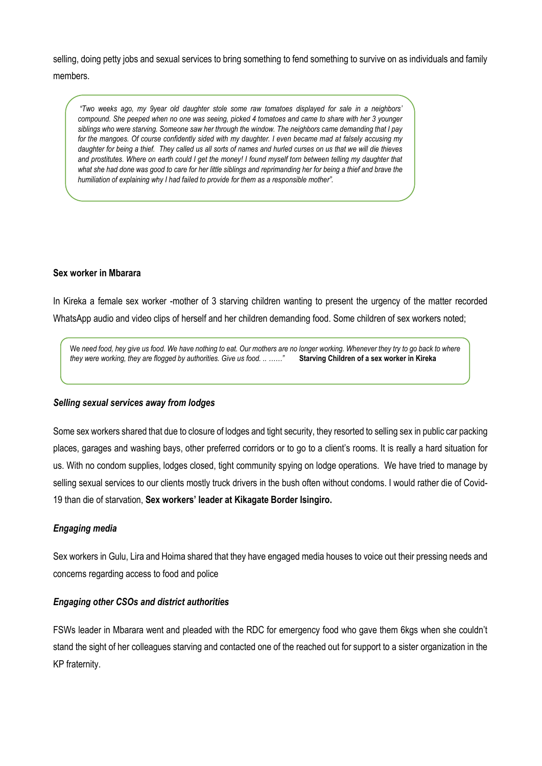selling, doing petty jobs and sexual services to bring something to fend something to survive on as individuals and family members.

> *"Two weeks ago, my 9year old daughter stole some raw tomatoes displayed for sale in a neighbors' compound. She peeped when no one was seeing, picked 4 tomatoes and came to share with her 3 younger siblings who were starving. Someone saw her through the window. The neighbors came demanding that I pay for the mangoes. Of course confidently sided with my daughter. I even became mad at falsely accusing my daughter for being a thief. They called us all sorts of names and hurled curses on us that we will die thieves and prostitutes. Where on earth could I get the money! I found myself torn between telling my daughter that what she had done was good to care for her little siblings and reprimanding her for being a thief and brave the humiliation of explaining why I had failed to provide for them as a responsible mother".*

**Sex worker in Mbarara**

In Kireka a female sex worker -mother of 3 starving children wanting to present the urgency of the matter recorded WhatsApp audio and video clips of herself and her children demanding food. Some children of sex workers noted;

> *We need food, hey give us food. We have nothing to eat. Our mothers are no longer working. Whenever they try to go back to where they were working, they are flogged by authorities. Give us food. .. ……"* **Starving Children of a sex worker in Kireka**

***Selling sexual services away from lodges***

Some sex workers shared that due to closure of lodges and tight security, they resorted to selling sex in public car packing places, garages and washing bays, other preferred corridors or to go to a client's rooms. It is really a hard situation for us. With no condom supplies, lodges closed, tight community spying on lodge operations. We have tried to manage by selling sexual services to our clients mostly truck drivers in the bush often without condoms. I would rather die of Covid-19 than die of starvation, **Sex workers' leader at Kikagate Border Isingiro.**

***Engaging media***

Sex workers in Gulu, Lira and Hoima shared that they have engaged media houses to voice out their pressing needs and concerns regarding access to food and police

***Engaging other CSOs and district authorities***

FSWs leader in Mbarara went and pleaded with the RDC for emergency food who gave them 6kgs when she couldn't stand the sight of her colleagues starving and contacted one of the reached out for support to a sister organization in the KP fraternity.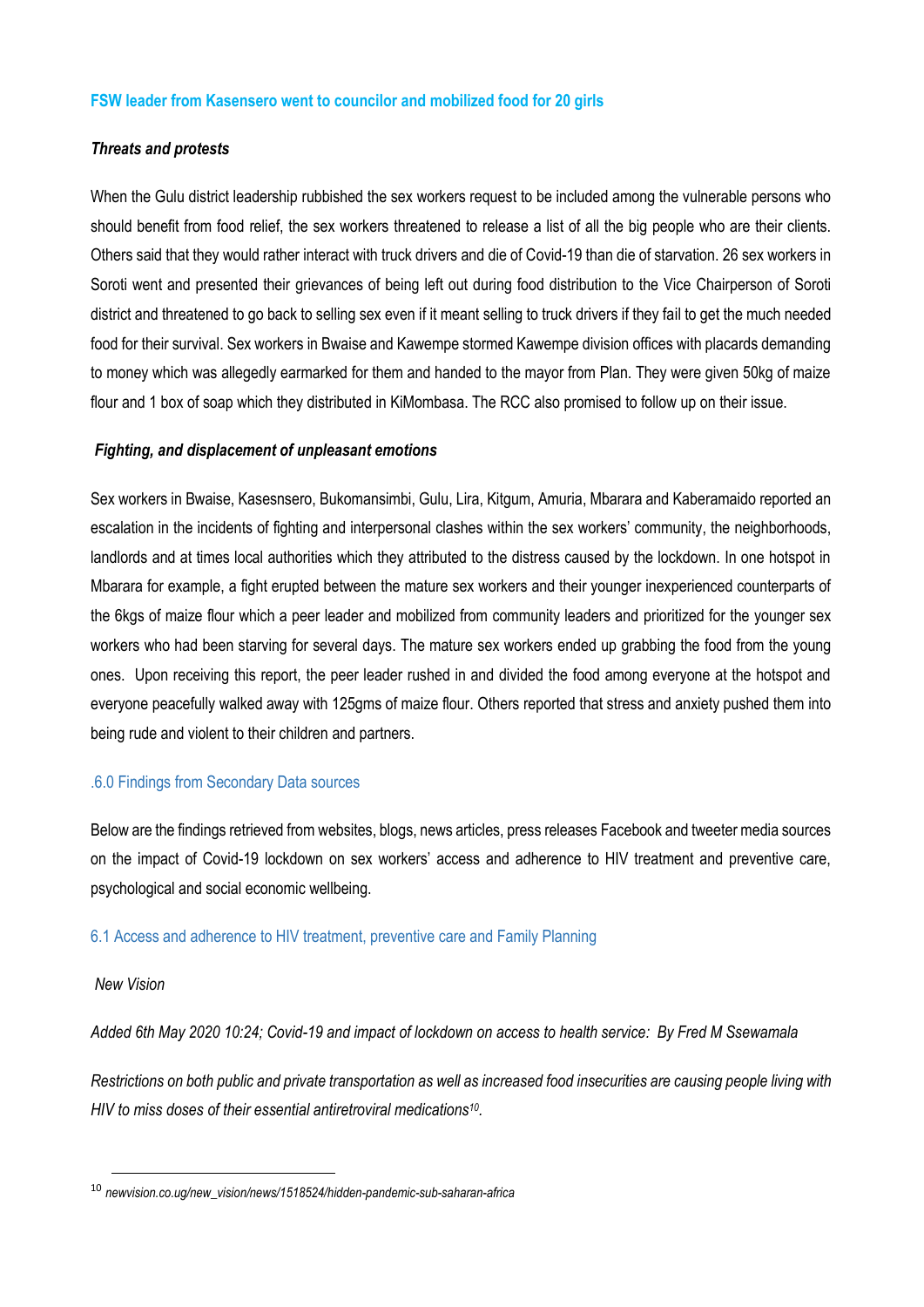**FSW leader from Kasensero went to councilor and mobilized food for 20 girls**

***Threats and protests***

When the Gulu district leadership rubbished the sex workers request to be included among the vulnerable persons who should benefit from food relief, the sex workers threatened to release a list of all the big people who are their clients. Others said that they would rather interact with truck drivers and die of Covid-19 than die of starvation. 26 sex workers in Soroti went and presented their grievances of being left out during food distribution to the Vice Chairperson of Soroti district and threatened to go back to selling sex even if it meant selling to truck drivers if they fail to get the much needed food for their survival. Sex workers in Bwaise and Kawempe stormed Kawempe division offices with placards demanding to money which was allegedly earmarked for them and handed to the mayor from Plan. They were given 50kg of maize flour and 1 box of soap which they distributed in KiMombasa. The RCC also promised to follow up on their issue.

***Fighting, and displacement of unpleasant emotions***

Sex workers in Bwaise, Kasesnsero, Bukomansimbi, Gulu, Lira, Kitgum, Amuria, Mbarara and Kaberamaido reported an escalation in the incidents of fighting and interpersonal clashes within the sex workers' community, the neighborhoods, landlords and at times local authorities which they attributed to the distress caused by the lockdown. In one hotspot in Mbarara for example, a fight erupted between the mature sex workers and their younger inexperienced counterparts of the 6kgs of maize flour which a peer leader and mobilized from community leaders and prioritized for the younger sex workers who had been starving for several days. The mature sex workers ended up grabbing the food from the young ones. Upon receiving this report, the peer leader rushed in and divided the food among everyone at the hotspot and everyone peacefully walked away with 125gms of maize flour. Others reported that stress and anxiety pushed them into being rude and violent to their children and partners.

## .6.0 Findings from Secondary Data sources

Below are the findings retrieved from websites, blogs, news articles, press releases Facebook and tweeter media sources on the impact of Covid-19 lockdown on sex workers' access and adherence to HIV treatment and preventive care, psychological and social economic wellbeing.

### 6.1 Access and adherence to HIV treatment, preventive care and Family Planning

*New Vision*

*Added 6th May 2020 10:24; Covid-19 and impact of lockdown on access to health service: By Fred M Ssewamala*

*Restrictions on both public and private transportation as well as increased food insecurities are causing people living with HIV to miss doses of their essential antiretroviral medications[10].*

[10] *newvision.co.ug/new_vision/news/1518524/hidden-pandemic-sub-saharan-africa*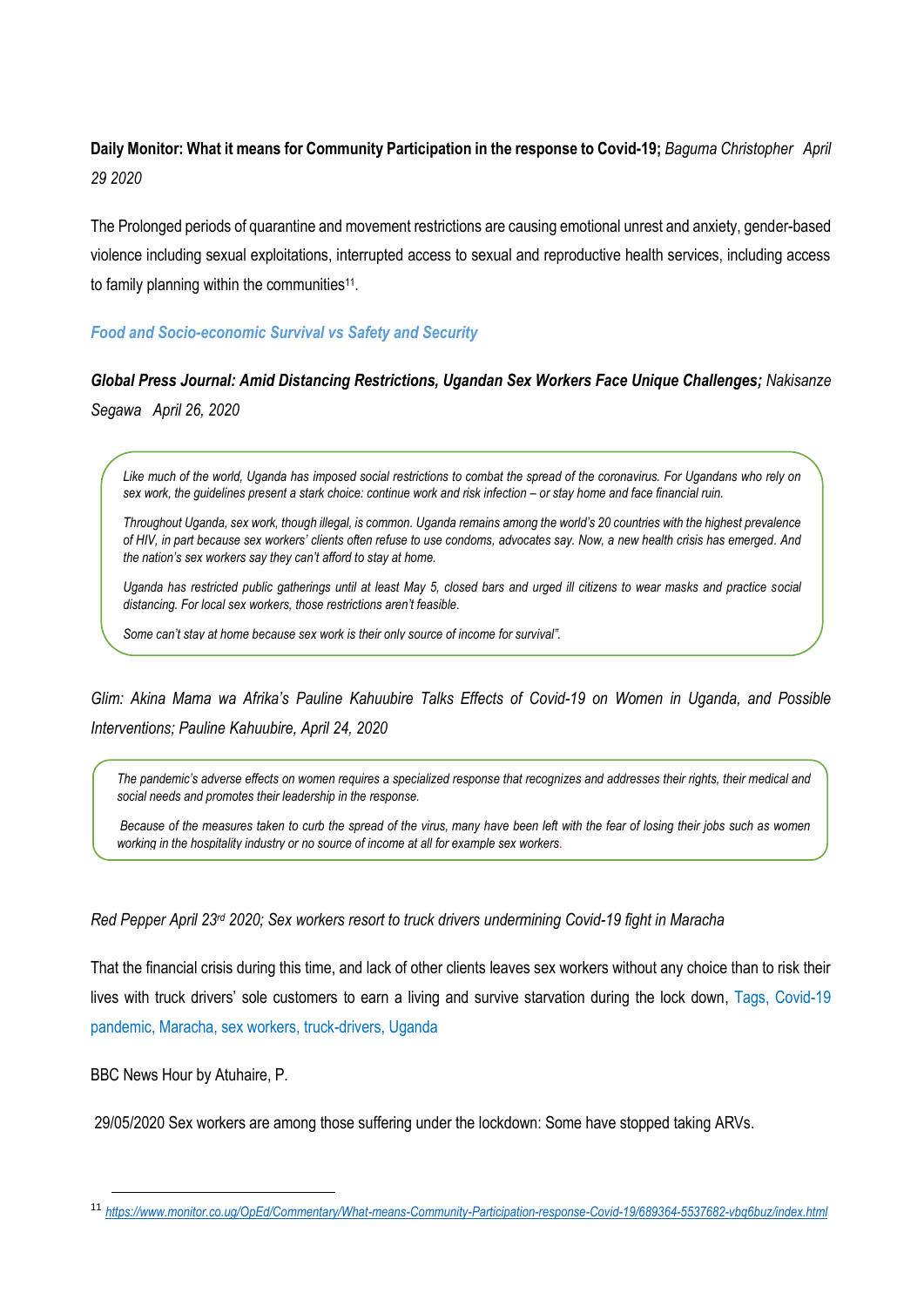**Daily Monitor: What it means for Community Participation in the response to Covid-19;** *Baguma Christopher April 29 2020*

The Prolonged periods of quarantine and movement restrictions are causing emotional unrest and anxiety, gender-based violence including sexual exploitations, interrupted access to sexual and reproductive health services, including access to family planning within the communities[11].

*Food and Socio-economic Survival vs Safety and Security*

***Global Press Journal: Amid Distancing Restrictions, Ugandan Sex Workers Face Unique Challenges;*** *Nakisanze Segawa April 26, 2020*

> *Like much of the world, Uganda has imposed social restrictions to combat the spread of the coronavirus. For Ugandans who rely on sex work, the guidelines present a stark choice: continue work and risk infection – or stay home and face financial ruin.*
>
> *Throughout Uganda, sex work, though illegal, is common. Uganda remains among the world's 20 countries with the highest prevalence of HIV, in part because sex workers' clients often refuse to use condoms, advocates say. Now, a new health crisis has emerged. And the nation's sex workers say they can't afford to stay at home.*
>
> *Uganda has restricted public gatherings until at least May 5, closed bars and urged ill citizens to wear masks and practice social distancing. For local sex workers, those restrictions aren't feasible.*
>
> *Some can't stay at home because sex work is their only source of income for survival".*

*Glim: Akina Mama wa Afrika's Pauline Kahuubire Talks Effects of Covid-19 on Women in Uganda, and Possible Interventions; Pauline Kahuubire, April 24, 2020*

> *The pandemic's adverse effects on women requires a specialized response that recognizes and addresses their rights, their medical and social needs and promotes their leadership in the response.*
>
> *Because of the measures taken to curb the spread of the virus, many have been left with the fear of losing their jobs such as women working in the hospitality industry or no source of income at all for example sex workers.*

*Red Pepper April 23rd 2020; Sex workers resort to truck drivers undermining Covid-19 fight in Maracha*

That the financial crisis during this time, and lack of other clients leaves sex workers without any choice than to risk their lives with truck drivers' sole customers to earn a living and survive starvation during the lock down, Tags, Covid-19 pandemic, Maracha, sex workers, truck-drivers, Uganda

BBC News Hour by Atuhaire, P.

29/05/2020 Sex workers are among those suffering under the lockdown: Some have stopped taking ARVs.

[11] *https://www.monitor.co.ug/OpEd/Commentary/What-means-Community-Participation-response-Covid-19/689364-5537682-vbg6buz/index.html*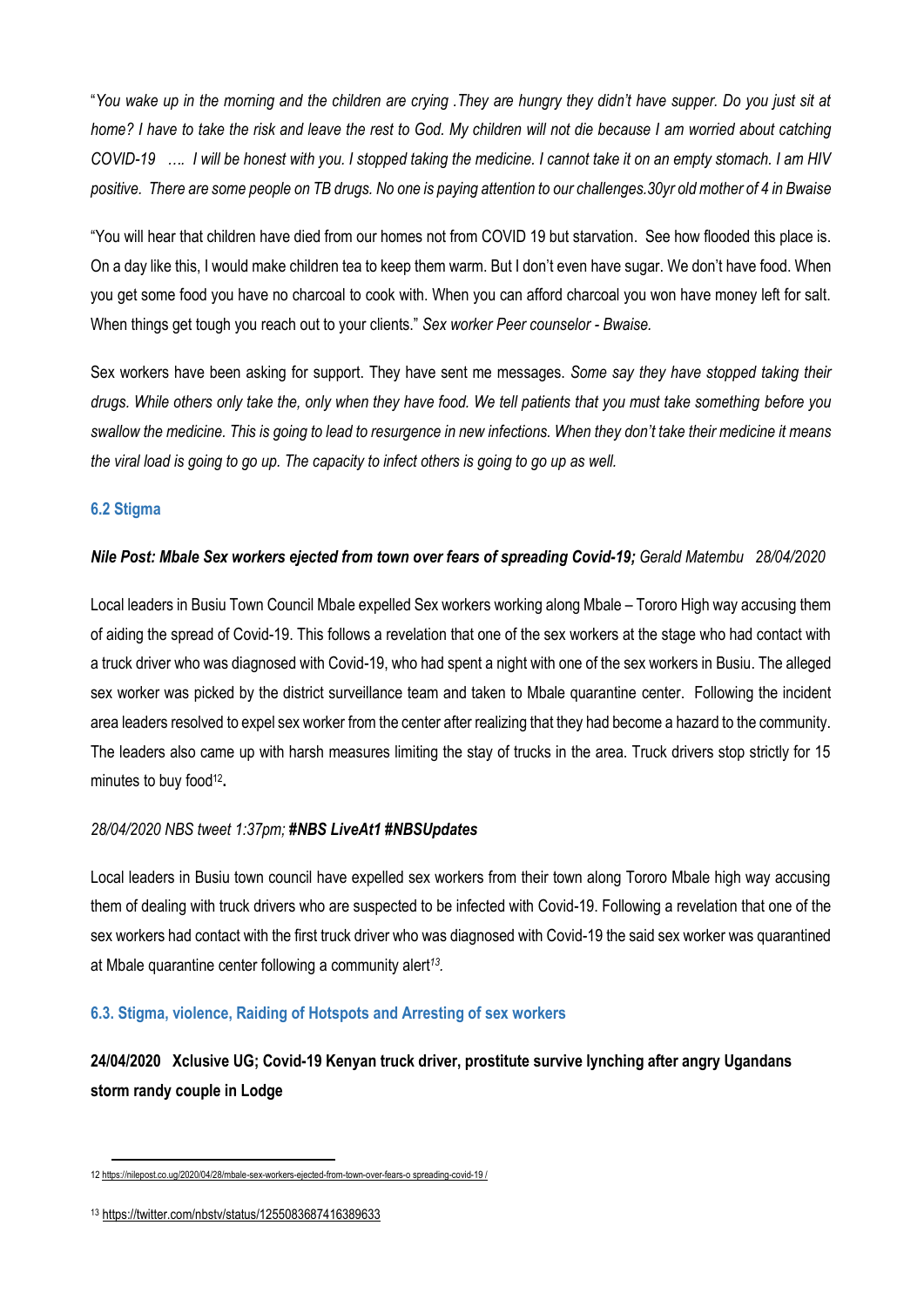"*You wake up in the morning and the children are crying .They are hungry they didn't have supper. Do you just sit at home? I have to take the risk and leave the rest to God. My children will not die because I am worried about catching COVID-19 …. I will be honest with you. I stopped taking the medicine. I cannot take it on an empty stomach. I am HIV positive. There are some people on TB drugs. No one is paying attention to our challenges.30yr old mother of 4 in Bwaise*

"You will hear that children have died from our homes not from COVID 19 but starvation. See how flooded this place is. On a day like this, I would make children tea to keep them warm. But I don't even have sugar. We don't have food. When you get some food you have no charcoal to cook with. When you can afford charcoal you won have money left for salt. When things get tough you reach out to your clients." *Sex worker Peer counselor - Bwaise.*

Sex workers have been asking for support. They have sent me messages. *Some say they have stopped taking their drugs. While others only take the, only when they have food. We tell patients that you must take something before you swallow the medicine. This is going to lead to resurgence in new infections. When they don't take their medicine it means the viral load is going to go up. The capacity to infect others is going to go up as well.*

### 6.2 Stigma

***Nile Post: Mbale Sex workers ejected from town over fears of spreading Covid-19;*** *Gerald Matembu 28/04/2020*

Local leaders in Busiu Town Council Mbale expelled Sex workers working along Mbale – Tororo High way accusing them of aiding the spread of Covid-19. This follows a revelation that one of the sex workers at the stage who had contact with a truck driver who was diagnosed with Covid-19, who had spent a night with one of the sex workers in Busiu. The alleged sex worker was picked by the district surveillance team and taken to Mbale quarantine center. Following the incident area leaders resolved to expel sex worker from the center after realizing that they had become a hazard to the community. The leaders also came up with harsh measures limiting the stay of trucks in the area. Truck drivers stop strictly for 15 minutes to buy food[12].

*28/04/2020 NBS tweet 1:37pm;* ***#NBS LiveAt1 #NBSUpdates***

Local leaders in Busiu town council have expelled sex workers from their town along Tororo Mbale high way accusing them of dealing with truck drivers who are suspected to be infected with Covid-19. Following a revelation that one of the sex workers had contact with the first truck driver who was diagnosed with Covid-19 the said sex worker was quarantined at Mbale quarantine center following a community alert[13].

### 6.3. Stigma, violence, Raiding of Hotspots and Arresting of sex workers

**24/04/2020 Xclusive UG; Covid-19 Kenyan truck driver, prostitute survive lynching after angry Ugandans storm randy couple in Lodge**

---

[12] https://nilepost.co.ug/2020/04/28/mbale-sex-workers-ejected-from-town-over-fears-o spreading-covid-19 /

[13] https://twitter.com/nbstv/status/1255083687416389633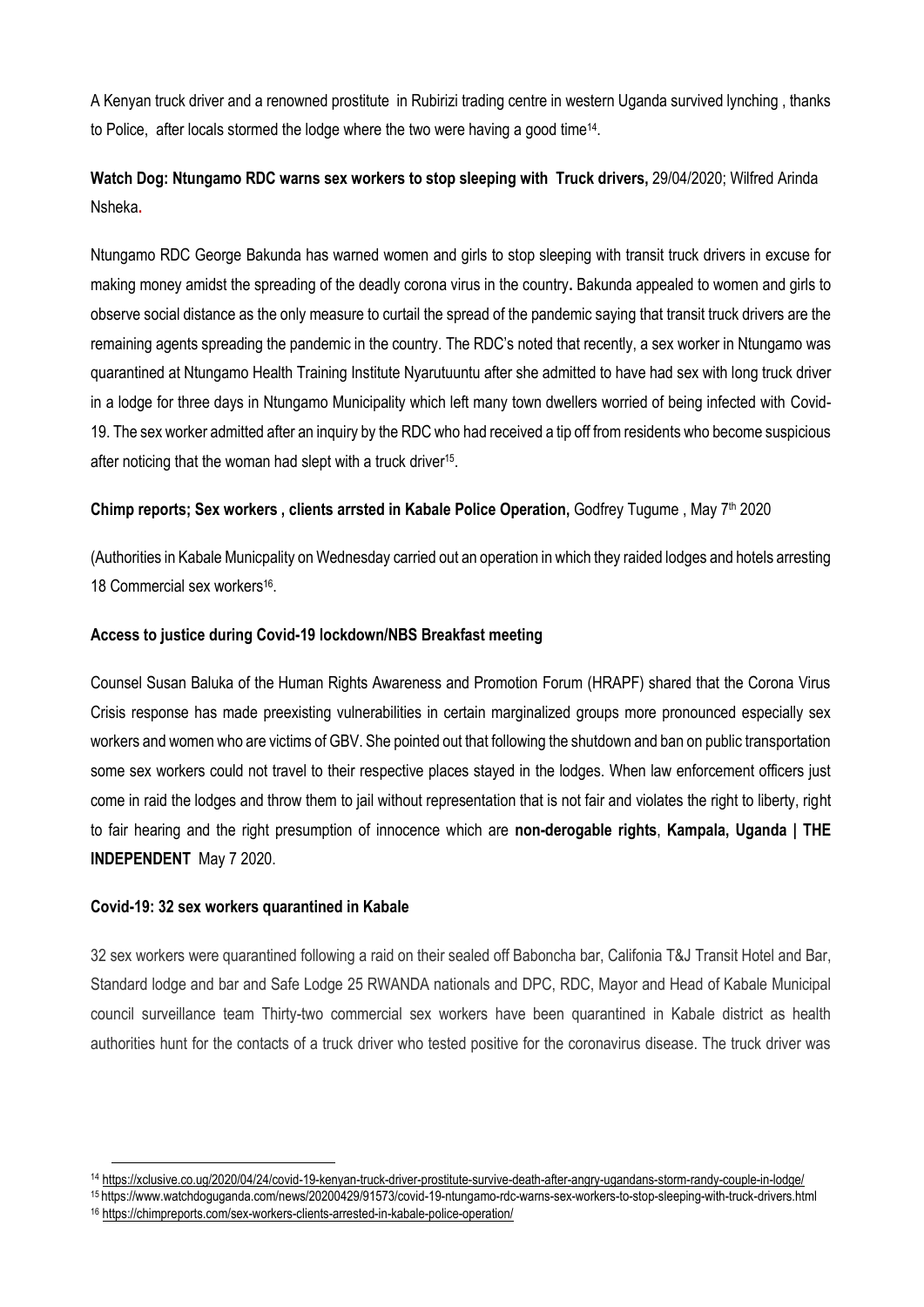A Kenyan truck driver and a renowned prostitute in Rubirizi trading centre in western Uganda survived lynching , thanks to Police, after locals stormed the lodge where the two were having a good time[14].

**Watch Dog: Ntungamo RDC warns sex workers to stop sleeping with Truck drivers,** 29/04/2020; Wilfred Arinda Nsheka.

Ntungamo RDC George Bakunda has warned women and girls to stop sleeping with transit truck drivers in excuse for making money amidst the spreading of the deadly corona virus in the country**.** Bakunda appealed to women and girls to observe social distance as the only measure to curtail the spread of the pandemic saying that transit truck drivers are the remaining agents spreading the pandemic in the country. The RDC's noted that recently, a sex worker in Ntungamo was quarantined at Ntungamo Health Training Institute Nyarutuuntu after she admitted to have had sex with long truck driver in a lodge for three days in Ntungamo Municipality which left many town dwellers worried of being infected with Covid-19. The sex worker admitted after an inquiry by the RDC who had received a tip off from residents who become suspicious after noticing that the woman had slept with a truck driver[15].

**Chimp reports; Sex workers , clients arrsted in Kabale Police Operation,** Godfrey Tugume , May 7th 2020

(Authorities in Kabale Municpality on Wednesday carried out an operation in which they raided lodges and hotels arresting 18 Commercial sex workers[16].

**Access to justice during Covid-19 lockdown/NBS Breakfast meeting**

Counsel Susan Baluka of the Human Rights Awareness and Promotion Forum (HRAPF) shared that the Corona Virus Crisis response has made preexisting vulnerabilities in certain marginalized groups more pronounced especially sex workers and women who are victims of GBV. She pointed out that following the shutdown and ban on public transportation some sex workers could not travel to their respective places stayed in the lodges. When law enforcement officers just come in raid the lodges and throw them to jail without representation that is not fair and violates the right to liberty, right to fair hearing and the right presumption of innocence which are **non-derogable rights**, **Kampala, Uganda | THE INDEPENDENT** May 7 2020.

**Covid-19: 32 sex workers quarantined in Kabale**

32 sex workers were quarantined following a raid on their sealed off Baboncha bar, Califonia T&J Transit Hotel and Bar, Standard lodge and bar and Safe Lodge 25 RWANDA nationals and DPC, RDC, Mayor and Head of Kabale Municipal council surveillance team Thirty-two commercial sex workers have been quarantined in Kabale district as health authorities hunt for the contacts of a truck driver who tested positive for the coronavirus disease. The truck driver was

---

[14] https://xclusive.co.ug/2020/04/24/covid-19-kenyan-truck-driver-prostitute-survive-death-after-angry-ugandans-storm-randy-couple-in-lodge/

[15] https://www.watchdoguganda.com/news/20200429/91573/covid-19-ntungamo-rdc-warns-sex-workers-to-stop-sleeping-with-truck-drivers.html

[16] https://chimpreports.com/sex-workers-clients-arrested-in-kabale-police-operation/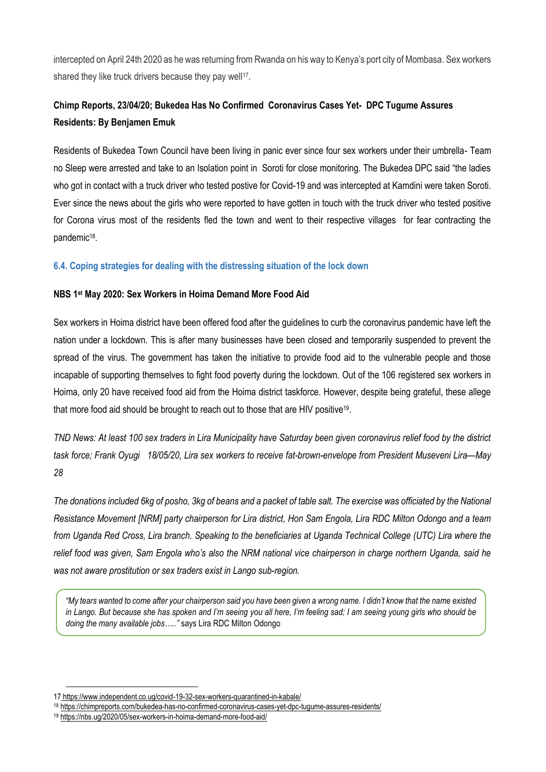intercepted on April 24th 2020 as he was returning from Rwanda on his way to Kenya's port city of Mombasa. Sex workers shared they like truck drivers because they pay well[17].

**Chimp Reports, 23/04/20; Bukedea Has No Confirmed Coronavirus Cases Yet- DPC Tugume Assures Residents: By Benjamen Emuk**

Residents of Bukedea Town Council have been living in panic ever since four sex workers under their umbrella- Team no Sleep were arrested and take to an Isolation point in Soroti for close monitoring. The Bukedea DPC said "the ladies who got in contact with a truck driver who tested postive for Covid-19 and was intercepted at Kamdini were taken Soroti. Ever since the news about the girls who were reported to have gotten in touch with the truck driver who tested positive for Corona virus most of the residents fled the town and went to their respective villages for fear contracting the pandemic[18].

### 6.4. Coping strategies for dealing with the distressing situation of the lock down

**NBS 1st May 2020: Sex Workers in Hoima Demand More Food Aid**

Sex workers in Hoima district have been offered food after the guidelines to curb the coronavirus pandemic have left the nation under a lockdown. This is after many businesses have been closed and temporarily suspended to prevent the spread of the virus. The government has taken the initiative to provide food aid to the vulnerable people and those incapable of supporting themselves to fight food poverty during the lockdown. Out of the 106 registered sex workers in Hoima, only 20 have received food aid from the Hoima district taskforce. However, despite being grateful, these allege that more food aid should be brought to reach out to those that are HIV positive[19].

*TND News: At least 100 sex traders in Lira Municipality have Saturday been given coronavirus relief food by the district task force; Frank Oyugi 18/05/20, Lira sex workers to receive fat-brown-envelope from President Museveni Lira—May 28*

*The donations included 6kg of posho, 3kg of beans and a packet of table salt. The exercise was officiated by the National Resistance Movement [NRM] party chairperson for Lira district, Hon Sam Engola, Lira RDC Milton Odongo and a team from Uganda Red Cross, Lira branch. Speaking to the beneficiaries at Uganda Technical College (UTC) Lira where the relief food was given, Sam Engola who's also the NRM national vice chairperson in charge northern Uganda, said he was not aware prostitution or sex traders exist in Lango sub-region.*

> *"My tears wanted to come after your chairperson said you have been given a wrong name. I didn't know that the name existed in Lango. But because she has spoken and I'm seeing you all here, I'm feeling sad; I am seeing young girls who should be doing the many available jobs….."* says Lira RDC Milton Odongo

---

17 https://www.independent.co.ug/covid-19-32-sex-workers-quarantined-in-kabale/

18 https://chimpreports.com/bukedea-has-no-confirmed-coronavirus-cases-yet-dpc-tugume-assures-residents/

19 https://nbs.ug/2020/05/sex-workers-in-hoima-demand-more-food-aid/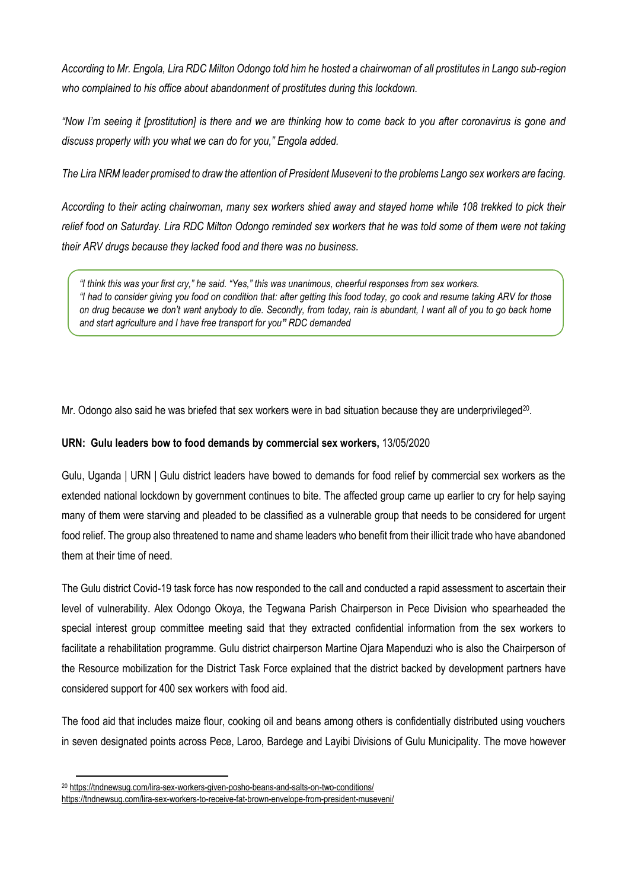*According to Mr. Engola, Lira RDC Milton Odongo told him he hosted a chairwoman of all prostitutes in Lango sub-region who complained to his office about abandonment of prostitutes during this lockdown.*

*"Now I'm seeing it [prostitution] is there and we are thinking how to come back to you after coronavirus is gone and discuss properly with you what we can do for you," Engola added.*

*The Lira NRM leader promised to draw the attention of President Museveni to the problems Lango sex workers are facing.*

*According to their acting chairwoman, many sex workers shied away and stayed home while 108 trekked to pick their relief food on Saturday. Lira RDC Milton Odongo reminded sex workers that he was told some of them were not taking their ARV drugs because they lacked food and there was no business.*

> *"I think this was your first cry," he said. "Yes," this was unanimous, cheerful responses from sex workers.*
> *"I had to consider giving you food on condition that: after getting this food today, go cook and resume taking ARV for those on drug because we don't want anybody to die. Secondly, from today, rain is abundant, I want all of you to go back home and start agriculture and I have free transport for you" RDC demanded*

Mr. Odongo also said he was briefed that sex workers were in bad situation because they are underprivileged[20].

**URN: Gulu leaders bow to food demands by commercial sex workers,** 13/05/2020

Gulu, Uganda | URN | Gulu district leaders have bowed to demands for food relief by commercial sex workers as the extended national lockdown by government continues to bite. The affected group came up earlier to cry for help saying many of them were starving and pleaded to be classified as a vulnerable group that needs to be considered for urgent food relief. The group also threatened to name and shame leaders who benefit from their illicit trade who have abandoned them at their time of need.

The Gulu district Covid-19 task force has now responded to the call and conducted a rapid assessment to ascertain their level of vulnerability. Alex Odongo Okoya, the Tegwana Parish Chairperson in Pece Division who spearheaded the special interest group committee meeting said that they extracted confidential information from the sex workers to facilitate a rehabilitation programme. Gulu district chairperson Martine Ojara Mapenduzi who is also the Chairperson of the Resource mobilization for the District Task Force explained that the district backed by development partners have considered support for 400 sex workers with food aid.

The food aid that includes maize flour, cooking oil and beans among others is confidentially distributed using vouchers in seven designated points across Pece, Laroo, Bardege and Layibi Divisions of Gulu Municipality. The move however

[20] https://tndnewsug.com/lira-sex-workers-given-posho-beans-and-salts-on-two-conditions/
https://tndnewsug.com/lira-sex-workers-to-receive-fat-brown-envelope-from-president-museveni/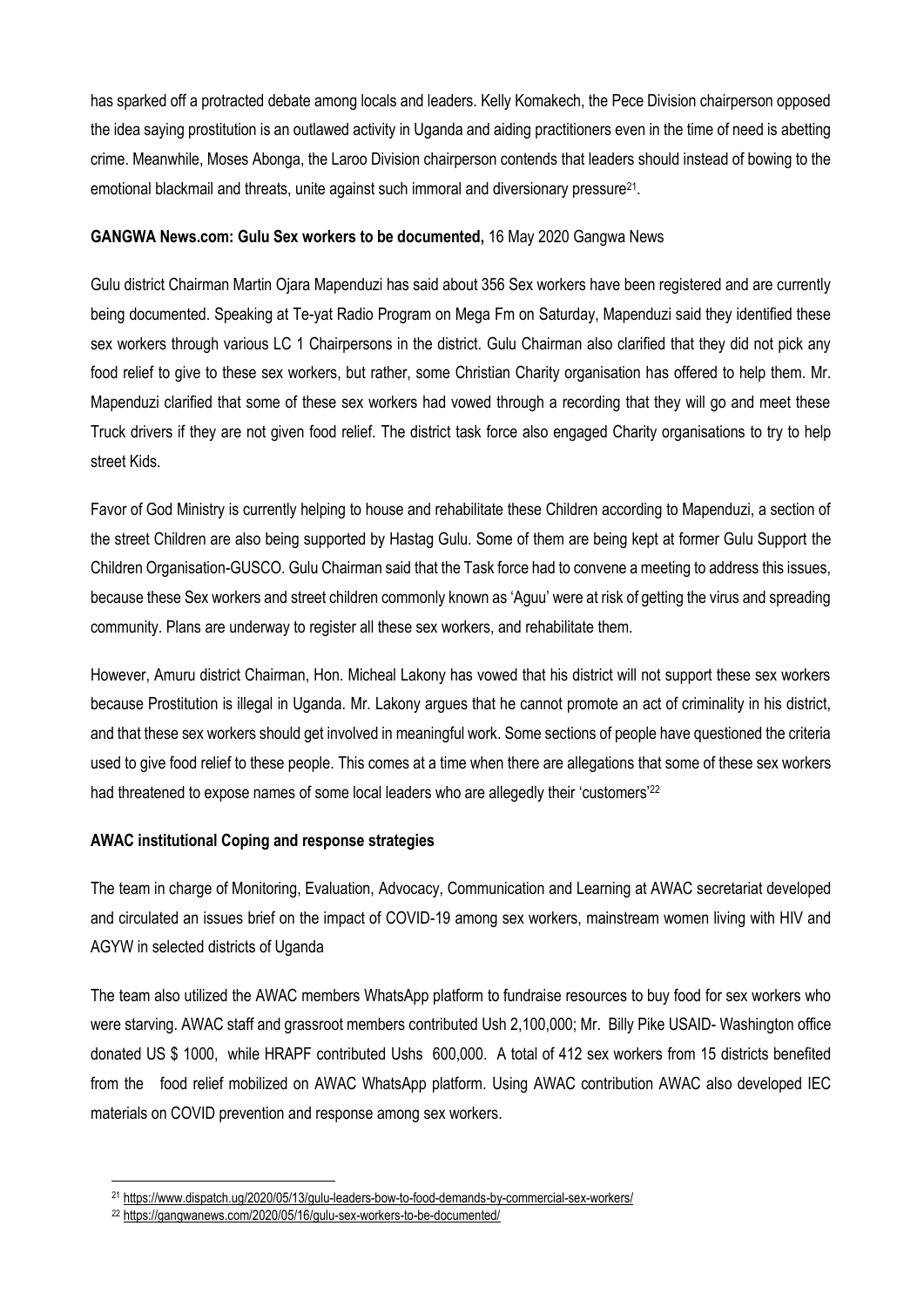has sparked off a protracted debate among locals and leaders. Kelly Komakech, the Pece Division chairperson opposed the idea saying prostitution is an outlawed activity in Uganda and aiding practitioners even in the time of need is abetting crime. Meanwhile, Moses Abonga, the Laroo Division chairperson contends that leaders should instead of bowing to the emotional blackmail and threats, unite against such immoral and diversionary pressure[21].

**GANGWA News.com: Gulu Sex workers to be documented,** 16 May 2020 Gangwa News

Gulu district Chairman Martin Ojara Mapenduzi has said about 356 Sex workers have been registered and are currently being documented. Speaking at Te-yat Radio Program on Mega Fm on Saturday, Mapenduzi said they identified these sex workers through various LC 1 Chairpersons in the district. Gulu Chairman also clarified that they did not pick any food relief to give to these sex workers, but rather, some Christian Charity organisation has offered to help them. Mr. Mapenduzi clarified that some of these sex workers had vowed through a recording that they will go and meet these Truck drivers if they are not given food relief. The district task force also engaged Charity organisations to try to help street Kids.

Favor of God Ministry is currently helping to house and rehabilitate these Children according to Mapenduzi, a section of the street Children are also being supported by Hastag Gulu. Some of them are being kept at former Gulu Support the Children Organisation-GUSCO. Gulu Chairman said that the Task force had to convene a meeting to address this issues, because these Sex workers and street children commonly known as 'Aguu' were at risk of getting the virus and spreading community. Plans are underway to register all these sex workers, and rehabilitate them.

However, Amuru district Chairman, Hon. Micheal Lakony has vowed that his district will not support these sex workers because Prostitution is illegal in Uganda. Mr. Lakony argues that he cannot promote an act of criminality in his district, and that these sex workers should get involved in meaningful work. Some sections of people have questioned the criteria used to give food relief to these people. This comes at a time when there are allegations that some of these sex workers had threatened to expose names of some local leaders who are allegedly their 'customers'[22]

**AWAC institutional Coping and response strategies**

The team in charge of Monitoring, Evaluation, Advocacy, Communication and Learning at AWAC secretariat developed and circulated an issues brief on the impact of COVID-19 among sex workers, mainstream women living with HIV and AGYW in selected districts of Uganda

The team also utilized the AWAC members WhatsApp platform to fundraise resources to buy food for sex workers who were starving. AWAC staff and grassroot members contributed Ush 2,100,000; Mr. Billy Pike USAID- Washington office donated US $ 1000, while HRAPF contributed Ushs 600,000. A total of 412 sex workers from 15 districts benefited from the food relief mobilized on AWAC WhatsApp platform. Using AWAC contribution AWAC also developed IEC materials on COVID prevention and response among sex workers.

[21] https://www.dispatch.ug/2020/05/13/gulu-leaders-bow-to-food-demands-by-commercial-sex-workers/

[22] https://gangwanews.com/2020/05/16/gulu-sex-workers-to-be-documented/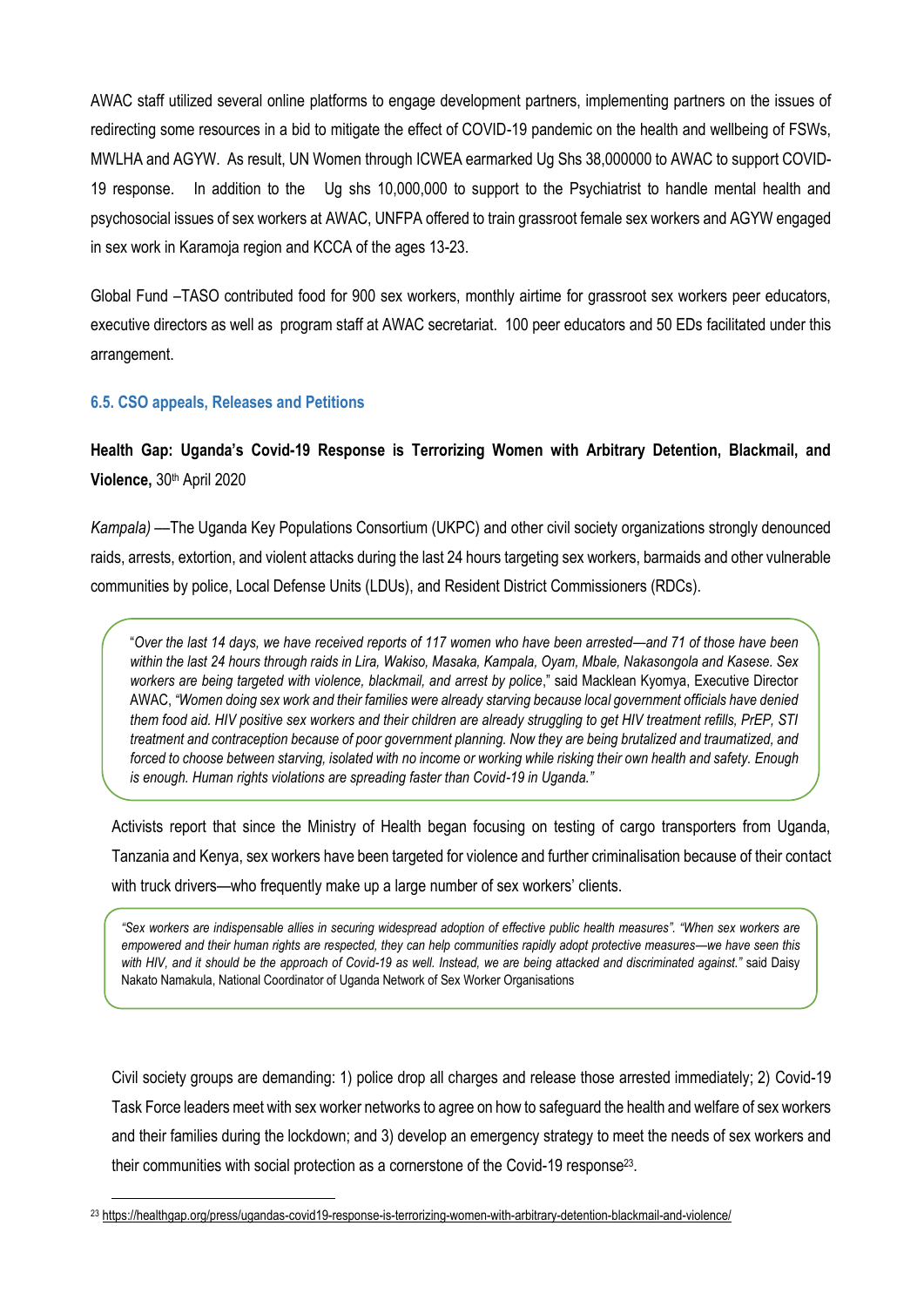AWAC staff utilized several online platforms to engage development partners, implementing partners on the issues of redirecting some resources in a bid to mitigate the effect of COVID-19 pandemic on the health and wellbeing of FSWs, MWLHA and AGYW. As result, UN Women through ICWEA earmarked Ug Shs 38,000000 to AWAC to support COVID-19 response. In addition to the Ug shs 10,000,000 to support to the Psychiatrist to handle mental health and psychosocial issues of sex workers at AWAC, UNFPA offered to train grassroot female sex workers and AGYW engaged in sex work in Karamoja region and KCCA of the ages 13-23.

Global Fund –TASO contributed food for 900 sex workers, monthly airtime for grassroot sex workers peer educators, executive directors as well as program staff at AWAC secretariat. 100 peer educators and 50 EDs facilitated under this arrangement.

### 6.5. CSO appeals, Releases and Petitions

**Health Gap: Uganda's Covid-19 Response is Terrorizing Women with Arbitrary Detention, Blackmail, and Violence,** 30th April 2020

*Kampala)* —The Uganda Key Populations Consortium (UKPC) and other civil society organizations strongly denounced raids, arrests, extortion, and violent attacks during the last 24 hours targeting sex workers, barmaids and other vulnerable communities by police, Local Defense Units (LDUs), and Resident District Commissioners (RDCs).

"*Over the last 14 days, we have received reports of 117 women who have been arrested—and 71 of those have been within the last 24 hours through raids in Lira, Wakiso, Masaka, Kampala, Oyam, Mbale, Nakasongola and Kasese. Sex workers are being targeted with violence, blackmail, and arrest by police*," said Macklean Kyomya, Executive Director AWAC, *"Women doing sex work and their families were already starving because local government officials have denied them food aid. HIV positive sex workers and their children are already struggling to get HIV treatment refills, PrEP, STI treatment and contraception because of poor government planning. Now they are being brutalized and traumatized, and forced to choose between starving, isolated with no income or working while risking their own health and safety. Enough is enough. Human rights violations are spreading faster than Covid-19 in Uganda."*

Activists report that since the Ministry of Health began focusing on testing of cargo transporters from Uganda, Tanzania and Kenya, sex workers have been targeted for violence and further criminalisation because of their contact with truck drivers—who frequently make up a large number of sex workers' clients.

*"Sex workers are indispensable allies in securing widespread adoption of effective public health measures". "When sex workers are empowered and their human rights are respected, they can help communities rapidly adopt protective measures—we have seen this with HIV, and it should be the approach of Covid-19 as well. Instead, we are being attacked and discriminated against."* said Daisy Nakato Namakula, National Coordinator of Uganda Network of Sex Worker Organisations

Civil society groups are demanding: 1) police drop all charges and release those arrested immediately; 2) Covid-19 Task Force leaders meet with sex worker networks to agree on how to safeguard the health and welfare of sex workers and their families during the lockdown; and 3) develop an emergency strategy to meet the needs of sex workers and their communities with social protection as a cornerstone of the Covid-19 response[23].

---

[23] https://healthgap.org/press/ugandas-covid19-response-is-terrorizing-women-with-arbitrary-detention-blackmail-and-violence/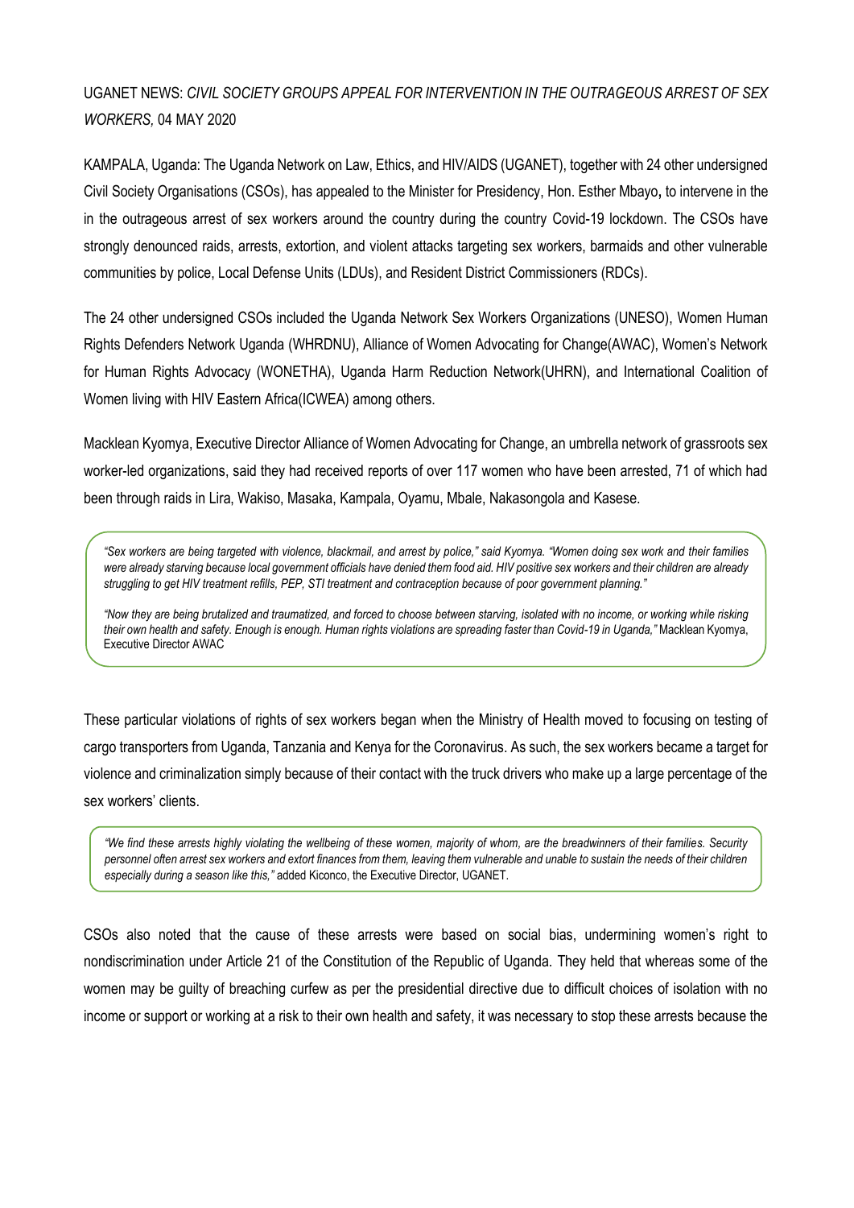UGANET NEWS: *CIVIL SOCIETY GROUPS APPEAL FOR INTERVENTION IN THE OUTRAGEOUS ARREST OF SEX WORKERS,* 04 MAY 2020

KAMPALA, Uganda: The Uganda Network on Law, Ethics, and HIV/AIDS (UGANET), together with 24 other undersigned Civil Society Organisations (CSOs), has appealed to the Minister for Presidency, Hon. Esther Mbayo, to intervene in the in the outrageous arrest of sex workers around the country during the country Covid-19 lockdown. The CSOs have strongly denounced raids, arrests, extortion, and violent attacks targeting sex workers, barmaids and other vulnerable communities by police, Local Defense Units (LDUs), and Resident District Commissioners (RDCs).

The 24 other undersigned CSOs included the Uganda Network Sex Workers Organizations (UNESO), Women Human Rights Defenders Network Uganda (WHRDNU), Alliance of Women Advocating for Change(AWAC), Women's Network for Human Rights Advocacy (WONETHA), Uganda Harm Reduction Network(UHRN), and International Coalition of Women living with HIV Eastern Africa(ICWEA) among others.

Macklean Kyomya, Executive Director Alliance of Women Advocating for Change, an umbrella network of grassroots sex worker-led organizations, said they had received reports of over 117 women who have been arrested, 71 of which had been through raids in Lira, Wakiso, Masaka, Kampala, Oyamu, Mbale, Nakasongola and Kasese.

> *"Sex workers are being targeted with violence, blackmail, and arrest by police," said Kyomya. "Women doing sex work and their families were already starving because local government officials have denied them food aid. HIV positive sex workers and their children are already struggling to get HIV treatment refills, PEP, STI treatment and contraception because of poor government planning."*
>
> *"Now they are being brutalized and traumatized, and forced to choose between starving, isolated with no income, or working while risking their own health and safety. Enough is enough. Human rights violations are spreading faster than Covid-19 in Uganda,"* Macklean Kyomya, Executive Director AWAC

These particular violations of rights of sex workers began when the Ministry of Health moved to focusing on testing of cargo transporters from Uganda, Tanzania and Kenya for the Coronavirus. As such, the sex workers became a target for violence and criminalization simply because of their contact with the truck drivers who make up a large percentage of the sex workers' clients.

> *"We find these arrests highly violating the wellbeing of these women, majority of whom, are the breadwinners of their families. Security personnel often arrest sex workers and extort finances from them, leaving them vulnerable and unable to sustain the needs of their children especially during a season like this,"* added Kiconco, the Executive Director, UGANET.

CSOs also noted that the cause of these arrests were based on social bias, undermining women's right to nondiscrimination under Article 21 of the Constitution of the Republic of Uganda. They held that whereas some of the women may be guilty of breaching curfew as per the presidential directive due to difficult choices of isolation with no income or support or working at a risk to their own health and safety, it was necessary to stop these arrests because the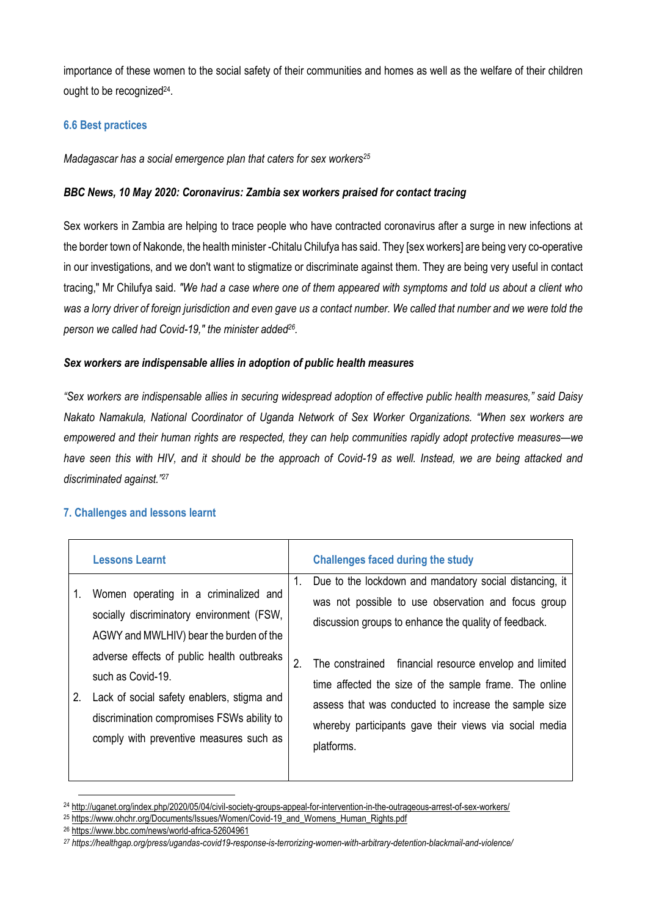importance of these women to the social safety of their communities and homes as well as the welfare of their children ought to be recognized[24].

### 6.6 Best practices

*Madagascar has a social emergence plan that caters for sex workers[25]*

***BBC News, 10 May 2020: Coronavirus: Zambia sex workers praised for contact tracing***

Sex workers in Zambia are helping to trace people who have contracted coronavirus after a surge in new infections at the border town of Nakonde, the health minister -Chitalu Chilufya has said. They [sex workers] are being very co-operative in our investigations, and we don't want to stigmatize or discriminate against them. They are being very useful in contact tracing," Mr Chilufya said. *"We had a case where one of them appeared with symptoms and told us about a client who was a lorry driver of foreign jurisdiction and even gave us a contact number. We called that number and we were told the person we called had Covid-19," the minister added[26].*

***Sex workers are indispensable allies in adoption of public health measures***

*"Sex workers are indispensable allies in securing widespread adoption of effective public health measures," said Daisy Nakato Namakula, National Coordinator of Uganda Network of Sex Worker Organizations. "When sex workers are empowered and their human rights are respected, they can help communities rapidly adopt protective measures—we have seen this with HIV, and it should be the approach of Covid-19 as well. Instead, we are being attacked and discriminated against."[27]*

## 7. Challenges and lessons learnt

| Lessons Learnt | Challenges faced during the study |
|---|---|
| 1. Women operating in a criminalized and socially discriminatory environment (FSW, AGWY and MWLHIV) bear the burden of the adverse effects of public health outbreaks such as Covid-19.<br>2. Lack of social safety enablers, stigma and discrimination compromises FSWs ability to comply with preventive measures such as | 1. Due to the lockdown and mandatory social distancing, it was not possible to use observation and focus group discussion groups to enhance the quality of feedback.<br>2. The constrained financial resource envelop and limited time affected the size of the sample frame. The online assess that was conducted to increase the sample size whereby participants gave their views via social media platforms. |

[24] http://uganet.org/index.php/2020/05/04/civil-society-groups-appeal-for-intervention-in-the-outrageous-arrest-of-sex-workers/
[25] https://www.ohchr.org/Documents/Issues/Women/Covid-19_and_Womens_Human_Rights.pdf
[26] https://www.bbc.com/news/world-africa-52604961
[27] *https://healthgap.org/press/ugandas-covid19-response-is-terrorizing-women-with-arbitrary-detention-blackmail-and-violence/*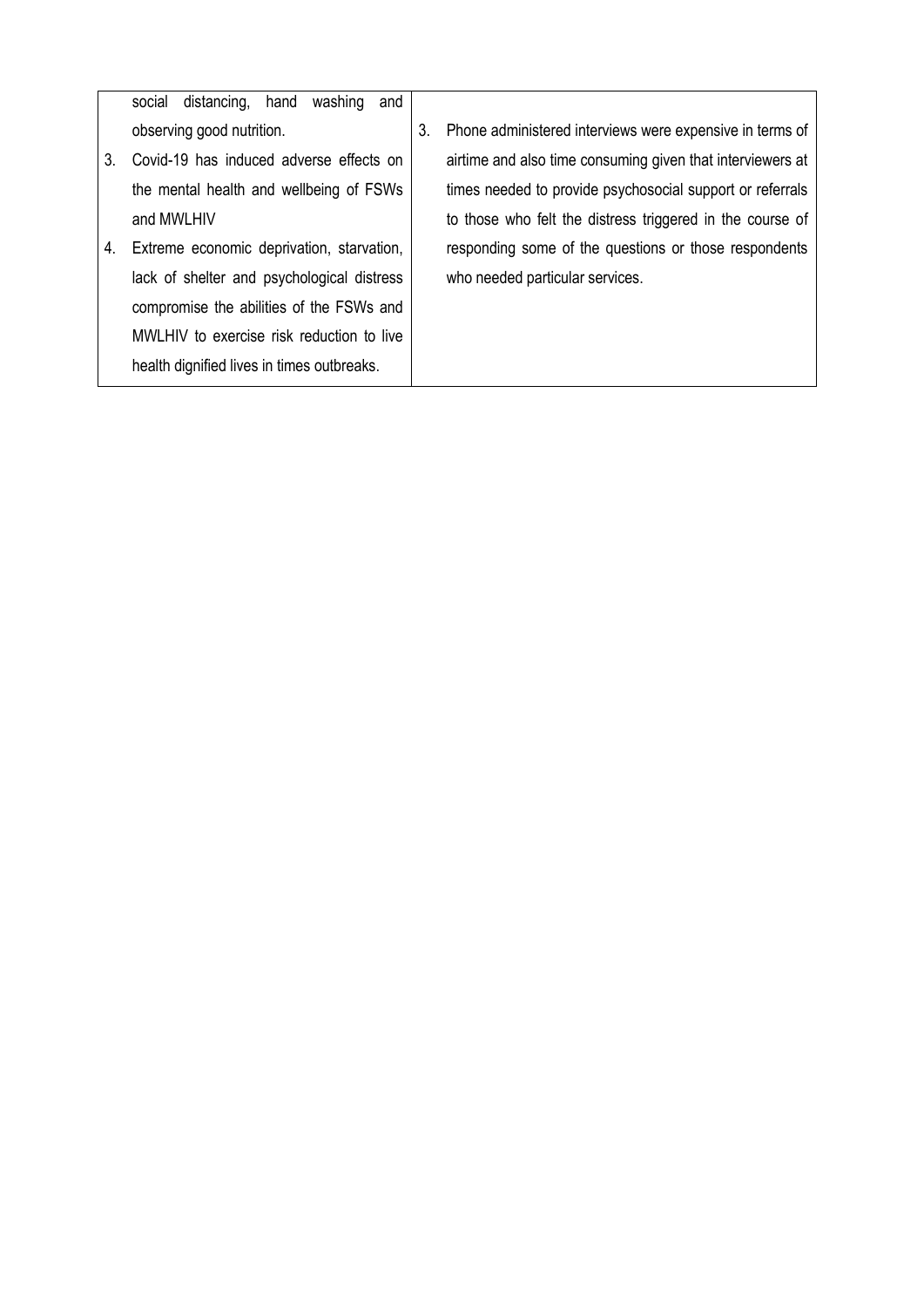| | |
|---|---|
| social distancing, hand washing and observing good nutrition.<br>3. Covid-19 has induced adverse effects on the mental health and wellbeing of FSWs and MWLHIV<br>4. Extreme economic deprivation, starvation, lack of shelter and psychological distress compromise the abilities of the FSWs and MWLHIV to exercise risk reduction to live health dignified lives in times outbreaks. | 3. Phone administered interviews were expensive in terms of airtime and also time consuming given that interviewers at times needed to provide psychosocial support or referrals to those who felt the distress triggered in the course of responding some of the questions or those respondents who needed particular services. |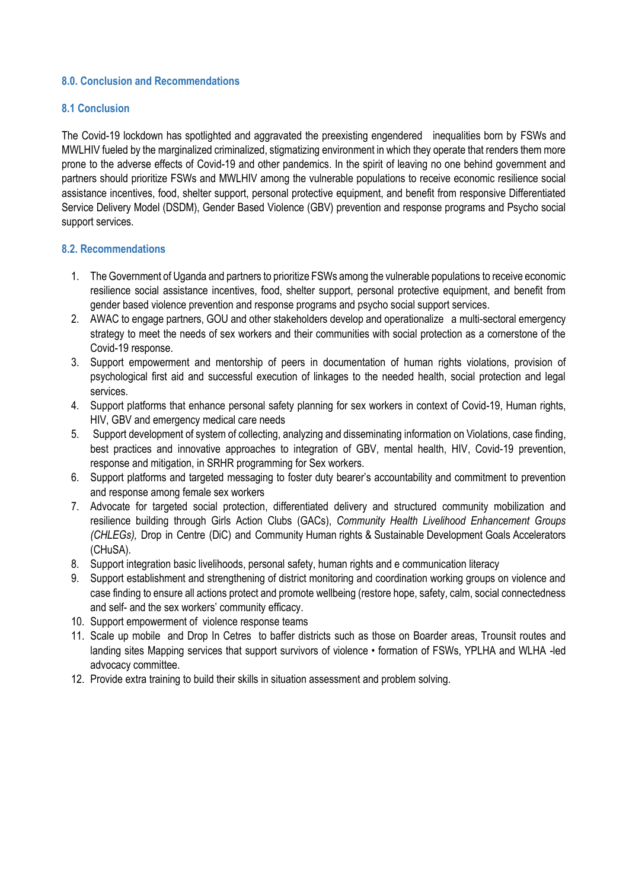## 8.0. Conclusion and Recommendations

### 8.1 Conclusion

The Covid-19 lockdown has spotlighted and aggravated the preexisting engendered inequalities born by FSWs and MWLHIV fueled by the marginalized criminalized, stigmatizing environment in which they operate that renders them more prone to the adverse effects of Covid-19 and other pandemics. In the spirit of leaving no one behind government and partners should prioritize FSWs and MWLHIV among the vulnerable populations to receive economic resilience social assistance incentives, food, shelter support, personal protective equipment, and benefit from responsive Differentiated Service Delivery Model (DSDM), Gender Based Violence (GBV) prevention and response programs and Psycho social support services.

### 8.2. Recommendations

1. The Government of Uganda and partners to prioritize FSWs among the vulnerable populations to receive economic resilience social assistance incentives, food, shelter support, personal protective equipment, and benefit from gender based violence prevention and response programs and psycho social support services.
2. AWAC to engage partners, GOU and other stakeholders develop and operationalize a multi-sectoral emergency strategy to meet the needs of sex workers and their communities with social protection as a cornerstone of the Covid-19 response.
3. Support empowerment and mentorship of peers in documentation of human rights violations, provision of psychological first aid and successful execution of linkages to the needed health, social protection and legal services.
4. Support platforms that enhance personal safety planning for sex workers in context of Covid-19, Human rights, HIV, GBV and emergency medical care needs
5. Support development of system of collecting, analyzing and disseminating information on Violations, case finding, best practices and innovative approaches to integration of GBV, mental health, HIV, Covid-19 prevention, response and mitigation, in SRHR programming for Sex workers.
6. Support platforms and targeted messaging to foster duty bearer's accountability and commitment to prevention and response among female sex workers
7. Advocate for targeted social protection, differentiated delivery and structured community mobilization and resilience building through Girls Action Clubs (GACs), *Community Health Livelihood Enhancement Groups (CHLEGs),* Drop in Centre (DiC) and Community Human rights & Sustainable Development Goals Accelerators (CHuSA).
8. Support integration basic livelihoods, personal safety, human rights and e communication literacy
9. Support establishment and strengthening of district monitoring and coordination working groups on violence and case finding to ensure all actions protect and promote wellbeing (restore hope, safety, calm, social connectedness and self- and the sex workers' community efficacy.
10. Support empowerment of violence response teams
11. Scale up mobile and Drop In Cetres to baffer districts such as those on Boarder areas, Trounsit routes and landing sites Mapping services that support survivors of violence • formation of FSWs, YPLHA and WLHA -led advocacy committee.
12. Provide extra training to build their skills in situation assessment and problem solving.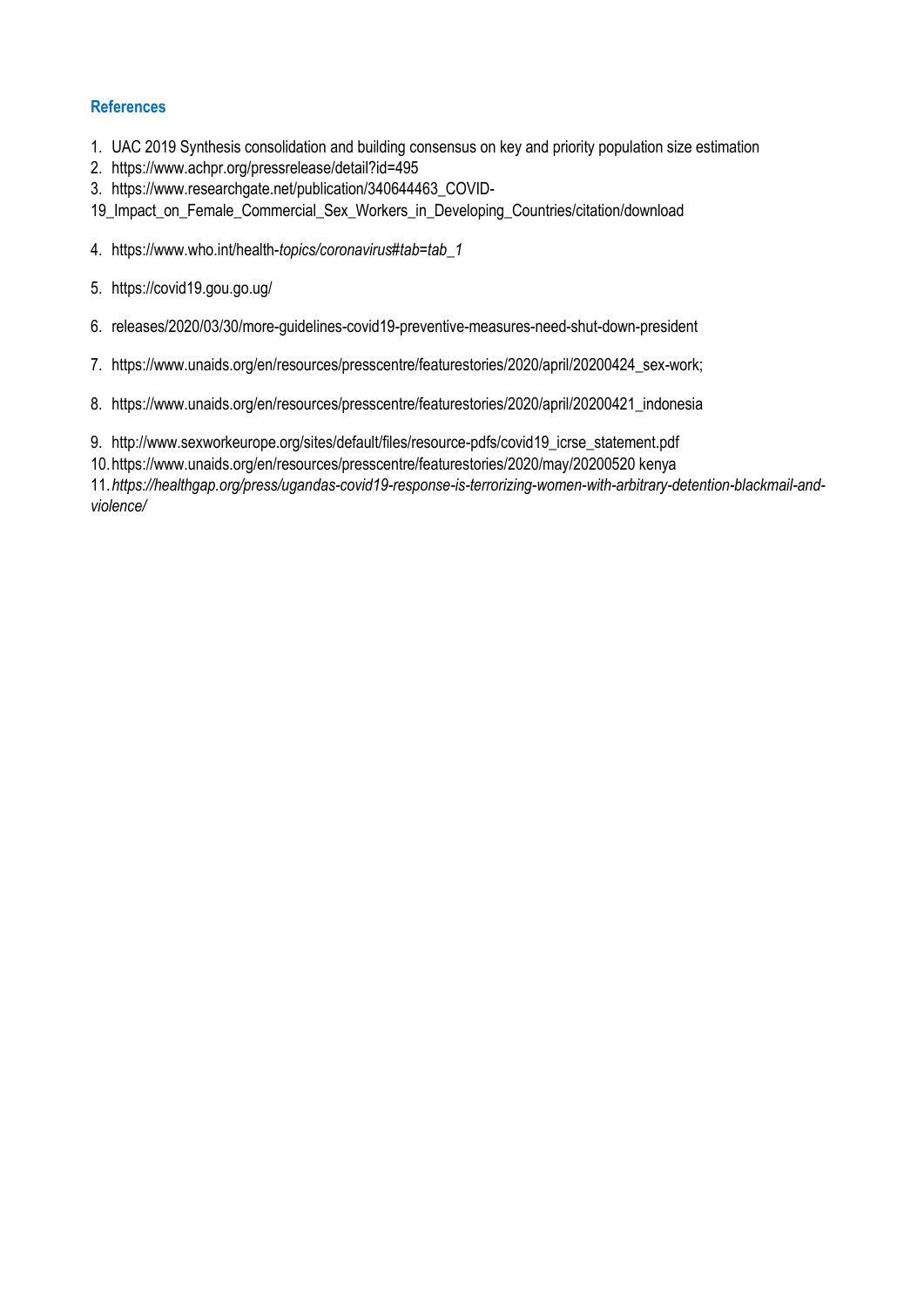## References

1. UAC 2019 Synthesis consolidation and building consensus on key and priority population size estimation
2. https://www.achpr.org/pressrelease/detail?id=495
3. https://www.researchgate.net/publication/340644463_COVID-19_Impact_on_Female_Commercial_Sex_Workers_in_Developing_Countries/citation/download
4. https://www.who.int/health-*topics/coronavirus#tab=tab_1*
5. https://covid19.gou.go.ug/
6. releases/2020/03/30/more-guidelines-covid19-preventive-measures-need-shut-down-president
7. https://www.unaids.org/en/resources/presscentre/featurestories/2020/april/20200424_sex-work;
8. https://www.unaids.org/en/resources/presscentre/featurestories/2020/april/20200421_indonesia
9. http://www.sexworkeurope.org/sites/default/files/resource-pdfs/covid19_icrse_statement.pdf
10. https://www.unaids.org/en/resources/presscentre/featurestories/2020/may/20200520 kenya
11. *https://healthgap.org/press/ugandas-covid19-response-is-terrorizing-women-with-arbitrary-detention-blackmail-and-violence/*